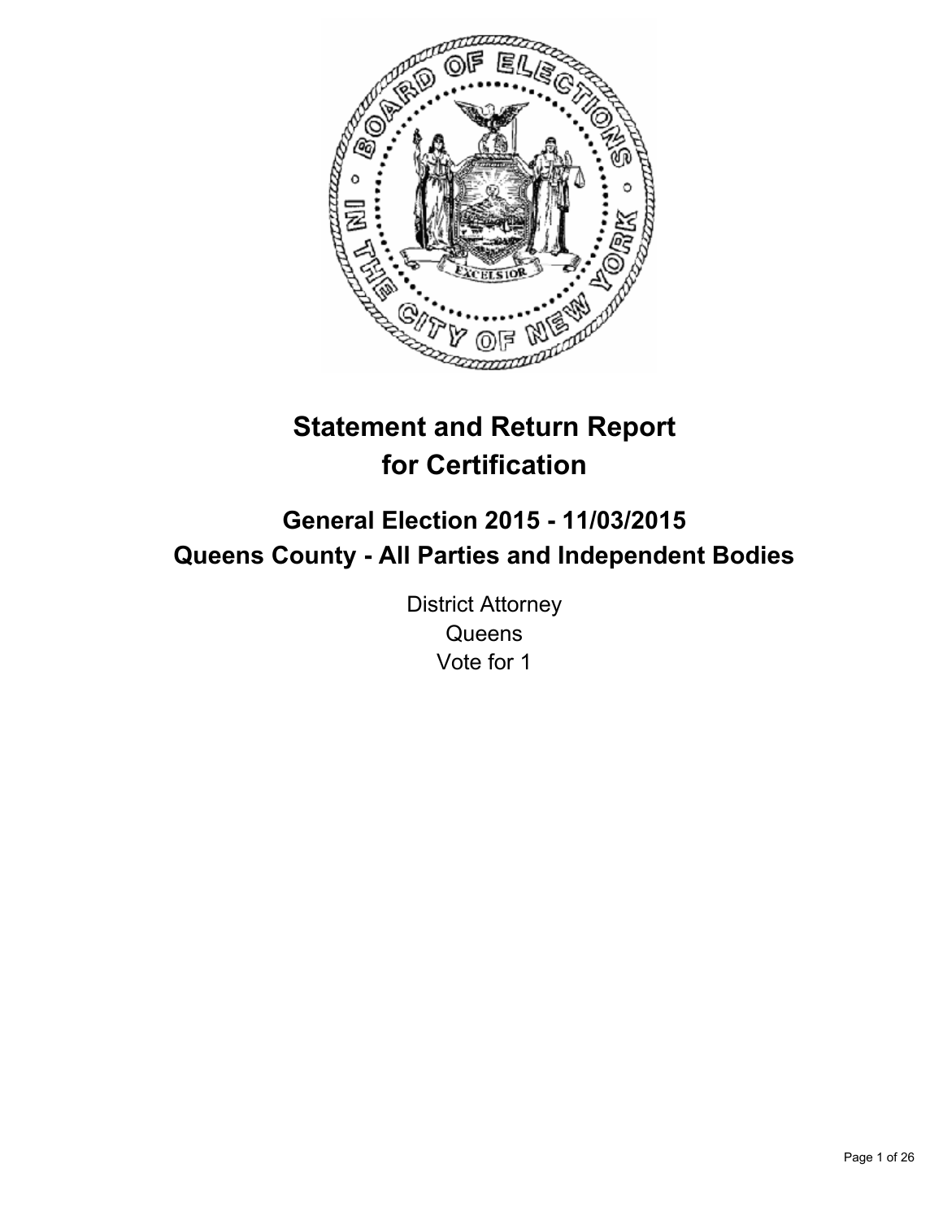# Statement and Return Report for Certification

## General Election 2015 - 11/03/2015
## Queens County - All Parties and Independent Bodies

District Attorney
Queens
Vote for 1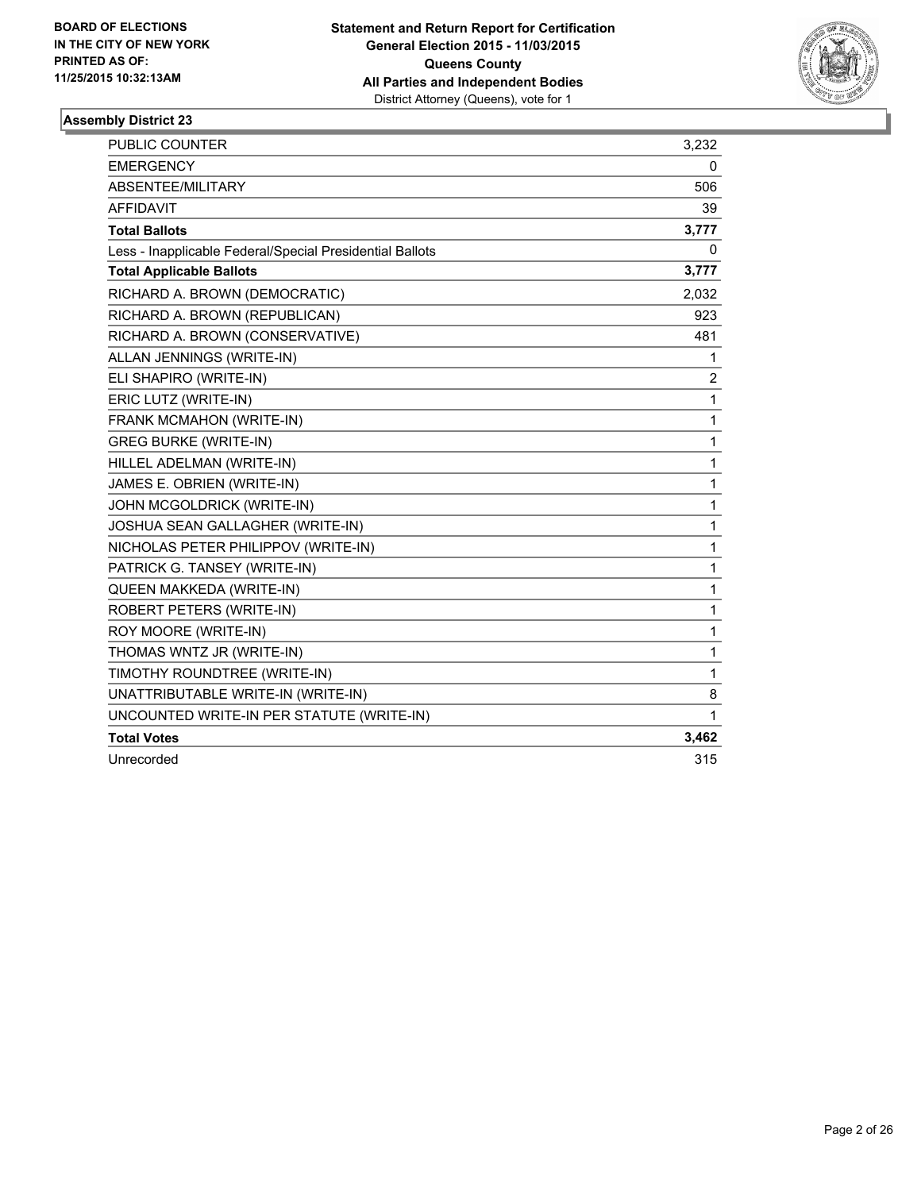BOARD OF ELECTIONS
IN THE CITY OF NEW YORK
PRINTED AS OF:
11/25/2015 10:32:13AM

**Statement and Return Report for Certification**
**General Election 2015 - 11/03/2015**
**Queens County**
**All Parties and Independent Bodies**
District Attorney (Queens), vote for 1

### Assembly District 23

| | |
|---|---|
| PUBLIC COUNTER | 3,232 |
| EMERGENCY | 0 |
| ABSENTEE/MILITARY | 506 |
| AFFIDAVIT | 39 |
| **Total Ballots** | **3,777** |
| Less - Inapplicable Federal/Special Presidential Ballots | 0 |
| **Total Applicable Ballots** | **3,777** |
| RICHARD A. BROWN (DEMOCRATIC) | 2,032 |
| RICHARD A. BROWN (REPUBLICAN) | 923 |
| RICHARD A. BROWN (CONSERVATIVE) | 481 |
| ALLAN JENNINGS (WRITE-IN) | 1 |
| ELI SHAPIRO (WRITE-IN) | 2 |
| ERIC LUTZ (WRITE-IN) | 1 |
| FRANK MCMAHON (WRITE-IN) | 1 |
| GREG BURKE (WRITE-IN) | 1 |
| HILLEL ADELMAN (WRITE-IN) | 1 |
| JAMES E. OBRIEN (WRITE-IN) | 1 |
| JOHN MCGOLDRICK (WRITE-IN) | 1 |
| JOSHUA SEAN GALLAGHER (WRITE-IN) | 1 |
| NICHOLAS PETER PHILIPPOV (WRITE-IN) | 1 |
| PATRICK G. TANSEY (WRITE-IN) | 1 |
| QUEEN MAKKEDA (WRITE-IN) | 1 |
| ROBERT PETERS (WRITE-IN) | 1 |
| ROY MOORE (WRITE-IN) | 1 |
| THOMAS WNTZ JR (WRITE-IN) | 1 |
| TIMOTHY ROUNDTREE (WRITE-IN) | 1 |
| UNATTRIBUTABLE WRITE-IN (WRITE-IN) | 8 |
| UNCOUNTED WRITE-IN PER STATUTE (WRITE-IN) | 1 |
| **Total Votes** | **3,462** |
| Unrecorded | 315 |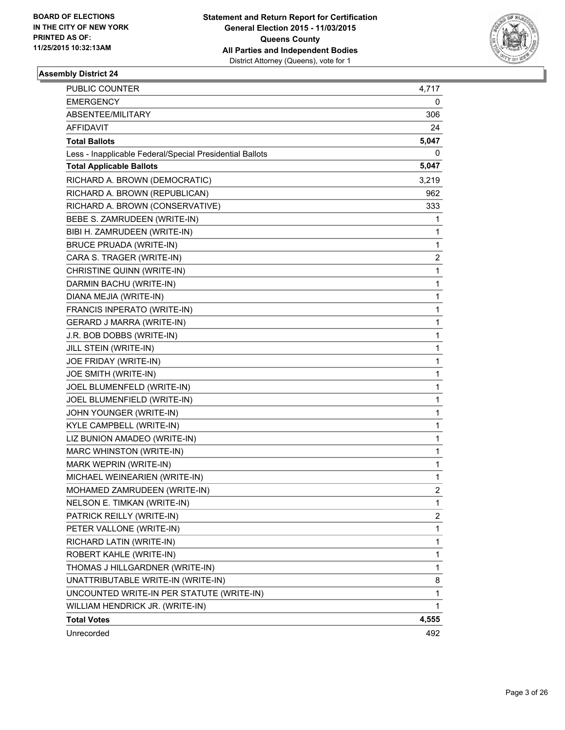**BOARD OF ELECTIONS IN THE CITY OF NEW YORK PRINTED AS OF: 11/25/2015 10:32:13AM**

**Statement and Return Report for Certification**
**General Election 2015 - 11/03/2015**
**Queens County**
**All Parties and Independent Bodies**
District Attorney (Queens), vote for 1

### Assembly District 24

| | |
|---|---|
| PUBLIC COUNTER | 4,717 |
| EMERGENCY | 0 |
| ABSENTEE/MILITARY | 306 |
| AFFIDAVIT | 24 |
| **Total Ballots** | **5,047** |
| Less - Inapplicable Federal/Special Presidential Ballots | 0 |
| **Total Applicable Ballots** | **5,047** |
| RICHARD A. BROWN (DEMOCRATIC) | 3,219 |
| RICHARD A. BROWN (REPUBLICAN) | 962 |
| RICHARD A. BROWN (CONSERVATIVE) | 333 |
| BEBE S. ZAMRUDEEN (WRITE-IN) | 1 |
| BIBI H. ZAMRUDEEN (WRITE-IN) | 1 |
| BRUCE PRUADA (WRITE-IN) | 1 |
| CARA S. TRAGER (WRITE-IN) | 2 |
| CHRISTINE QUINN (WRITE-IN) | 1 |
| DARMIN BACHU (WRITE-IN) | 1 |
| DIANA MEJIA (WRITE-IN) | 1 |
| FRANCIS INPERATO (WRITE-IN) | 1 |
| GERARD J MARRA (WRITE-IN) | 1 |
| J.R. BOB DOBBS (WRITE-IN) | 1 |
| JILL STEIN (WRITE-IN) | 1 |
| JOE FRIDAY (WRITE-IN) | 1 |
| JOE SMITH (WRITE-IN) | 1 |
| JOEL BLUMENFELD (WRITE-IN) | 1 |
| JOEL BLUMENFIELD (WRITE-IN) | 1 |
| JOHN YOUNGER (WRITE-IN) | 1 |
| KYLE CAMPBELL (WRITE-IN) | 1 |
| LIZ BUNION AMADEO (WRITE-IN) | 1 |
| MARC WHINSTON (WRITE-IN) | 1 |
| MARK WEPRIN (WRITE-IN) | 1 |
| MICHAEL WEINEARIEN (WRITE-IN) | 1 |
| MOHAMED ZAMRUDEEN (WRITE-IN) | 2 |
| NELSON E. TIMKAN (WRITE-IN) | 1 |
| PATRICK REILLY (WRITE-IN) | 2 |
| PETER VALLONE (WRITE-IN) | 1 |
| RICHARD LATIN (WRITE-IN) | 1 |
| ROBERT KAHLE (WRITE-IN) | 1 |
| THOMAS J HILLGARDNER (WRITE-IN) | 1 |
| UNATTRIBUTABLE WRITE-IN (WRITE-IN) | 8 |
| UNCOUNTED WRITE-IN PER STATUTE (WRITE-IN) | 1 |
| WILLIAM HENDRICK JR. (WRITE-IN) | 1 |
| **Total Votes** | **4,555** |
| Unrecorded | 492 |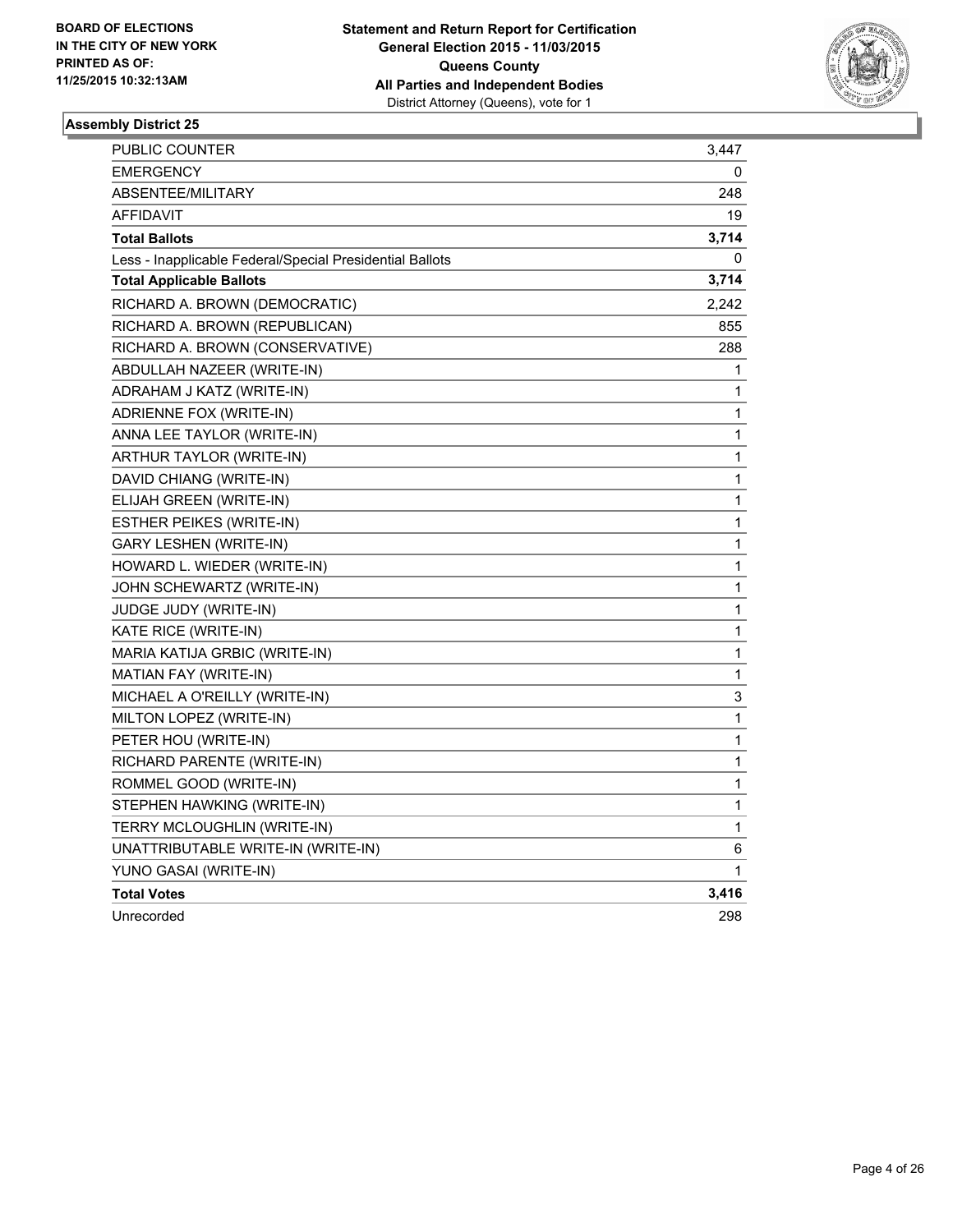BOARD OF ELECTIONS
IN THE CITY OF NEW YORK
PRINTED AS OF:
11/25/2015 10:32:13AM

**Statement and Return Report for Certification**
**General Election 2015 - 11/03/2015**
**Queens County**
**All Parties and Independent Bodies**
District Attorney (Queens), vote for 1

## Assembly District 25

| | |
|---|---|
| PUBLIC COUNTER | 3,447 |
| EMERGENCY | 0 |
| ABSENTEE/MILITARY | 248 |
| AFFIDAVIT | 19 |
| **Total Ballots** | **3,714** |
| Less - Inapplicable Federal/Special Presidential Ballots | 0 |
| **Total Applicable Ballots** | **3,714** |
| RICHARD A. BROWN (DEMOCRATIC) | 2,242 |
| RICHARD A. BROWN (REPUBLICAN) | 855 |
| RICHARD A. BROWN (CONSERVATIVE) | 288 |
| ABDULLAH NAZEER (WRITE-IN) | 1 |
| ADRAHAM J KATZ (WRITE-IN) | 1 |
| ADRIENNE FOX (WRITE-IN) | 1 |
| ANNA LEE TAYLOR (WRITE-IN) | 1 |
| ARTHUR TAYLOR (WRITE-IN) | 1 |
| DAVID CHIANG (WRITE-IN) | 1 |
| ELIJAH GREEN (WRITE-IN) | 1 |
| ESTHER PEIKES (WRITE-IN) | 1 |
| GARY LESHEN (WRITE-IN) | 1 |
| HOWARD L. WIEDER (WRITE-IN) | 1 |
| JOHN SCHEWARTZ (WRITE-IN) | 1 |
| JUDGE JUDY (WRITE-IN) | 1 |
| KATE RICE (WRITE-IN) | 1 |
| MARIA KATIJA GRBIC (WRITE-IN) | 1 |
| MATIAN FAY (WRITE-IN) | 1 |
| MICHAEL A O'REILLY (WRITE-IN) | 3 |
| MILTON LOPEZ (WRITE-IN) | 1 |
| PETER HOU (WRITE-IN) | 1 |
| RICHARD PARENTE (WRITE-IN) | 1 |
| ROMMEL GOOD (WRITE-IN) | 1 |
| STEPHEN HAWKING (WRITE-IN) | 1 |
| TERRY MCLOUGHLIN (WRITE-IN) | 1 |
| UNATTRIBUTABLE WRITE-IN (WRITE-IN) | 6 |
| YUNO GASAI (WRITE-IN) | 1 |
| **Total Votes** | **3,416** |
| Unrecorded | 298 |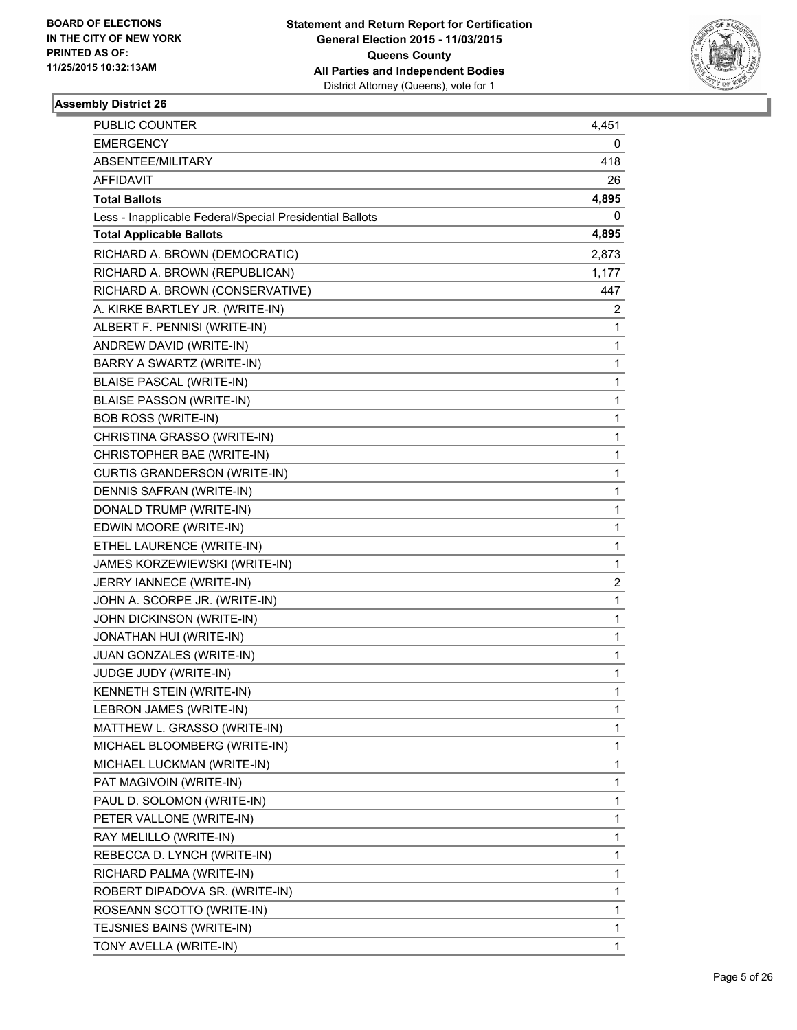**BOARD OF ELECTIONS IN THE CITY OF NEW YORK PRINTED AS OF: 11/25/2015 10:32:13AM**

**Statement and Return Report for Certification General Election 2015 - 11/03/2015 Queens County All Parties and Independent Bodies**
District Attorney (Queens), vote for 1

### Assembly District 26

| | |
|---|---|
| PUBLIC COUNTER | 4,451 |
| EMERGENCY | 0 |
| ABSENTEE/MILITARY | 418 |
| AFFIDAVIT | 26 |
| **Total Ballots** | **4,895** |
| Less - Inapplicable Federal/Special Presidential Ballots | 0 |
| **Total Applicable Ballots** | **4,895** |
| RICHARD A. BROWN (DEMOCRATIC) | 2,873 |
| RICHARD A. BROWN (REPUBLICAN) | 1,177 |
| RICHARD A. BROWN (CONSERVATIVE) | 447 |
| A. KIRKE BARTLEY JR. (WRITE-IN) | 2 |
| ALBERT F. PENNISI (WRITE-IN) | 1 |
| ANDREW DAVID (WRITE-IN) | 1 |
| BARRY A SWARTZ (WRITE-IN) | 1 |
| BLAISE PASCAL (WRITE-IN) | 1 |
| BLAISE PASSON (WRITE-IN) | 1 |
| BOB ROSS (WRITE-IN) | 1 |
| CHRISTINA GRASSO (WRITE-IN) | 1 |
| CHRISTOPHER BAE (WRITE-IN) | 1 |
| CURTIS GRANDERSON (WRITE-IN) | 1 |
| DENNIS SAFRAN (WRITE-IN) | 1 |
| DONALD TRUMP (WRITE-IN) | 1 |
| EDWIN MOORE (WRITE-IN) | 1 |
| ETHEL LAURENCE (WRITE-IN) | 1 |
| JAMES KORZEWIEWSKI (WRITE-IN) | 1 |
| JERRY IANNECE (WRITE-IN) | 2 |
| JOHN A. SCORPE JR. (WRITE-IN) | 1 |
| JOHN DICKINSON (WRITE-IN) | 1 |
| JONATHAN HUI (WRITE-IN) | 1 |
| JUAN GONZALES (WRITE-IN) | 1 |
| JUDGE JUDY (WRITE-IN) | 1 |
| KENNETH STEIN (WRITE-IN) | 1 |
| LEBRON JAMES (WRITE-IN) | 1 |
| MATTHEW L. GRASSO (WRITE-IN) | 1 |
| MICHAEL BLOOMBERG (WRITE-IN) | 1 |
| MICHAEL LUCKMAN (WRITE-IN) | 1 |
| PAT MAGIVOIN (WRITE-IN) | 1 |
| PAUL D. SOLOMON (WRITE-IN) | 1 |
| PETER VALLONE (WRITE-IN) | 1 |
| RAY MELILLO (WRITE-IN) | 1 |
| REBECCA D. LYNCH (WRITE-IN) | 1 |
| RICHARD PALMA (WRITE-IN) | 1 |
| ROBERT DIPADOVA SR. (WRITE-IN) | 1 |
| ROSEANN SCOTTO (WRITE-IN) | 1 |
| TEJSNIES BAINS (WRITE-IN) | 1 |
| TONY AVELLA (WRITE-IN) | 1 |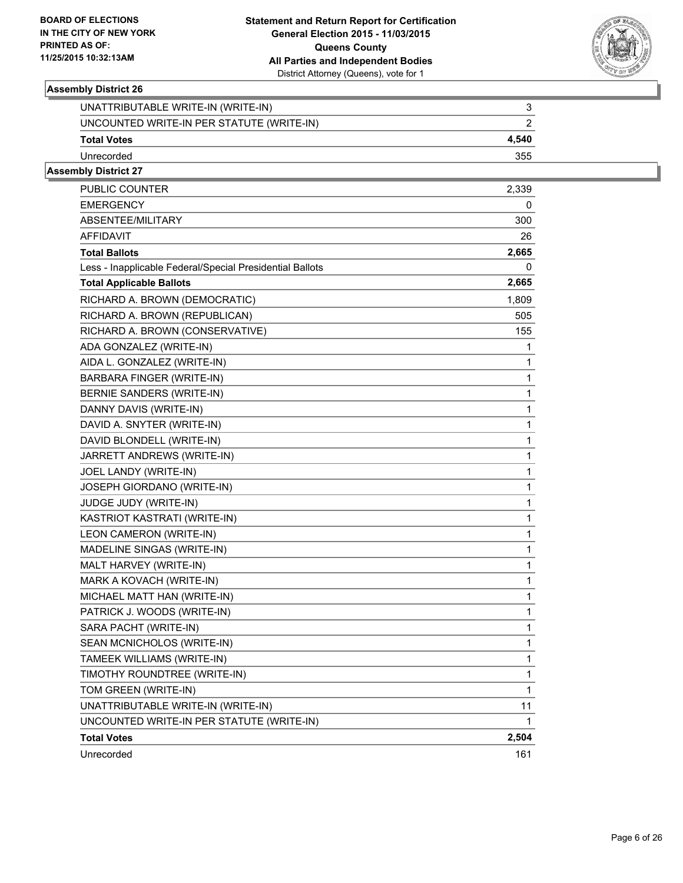**BOARD OF ELECTIONS IN THE CITY OF NEW YORK PRINTED AS OF: 11/25/2015 10:32:13AM**

**Statement and Return Report for Certification General Election 2015 - 11/03/2015 Queens County All Parties and Independent Bodies**
District Attorney (Queens), vote for 1

### Assembly District 26

| | |
|---|---|
| UNATTRIBUTABLE WRITE-IN (WRITE-IN) | 3 |
| UNCOUNTED WRITE-IN PER STATUTE (WRITE-IN) | 2 |
| **Total Votes** | **4,540** |
| Unrecorded | 355 |

### Assembly District 27

| | |
|---|---|
| PUBLIC COUNTER | 2,339 |
| EMERGENCY | 0 |
| ABSENTEE/MILITARY | 300 |
| AFFIDAVIT | 26 |
| **Total Ballots** | **2,665** |
| Less - Inapplicable Federal/Special Presidential Ballots | 0 |
| **Total Applicable Ballots** | **2,665** |
| RICHARD A. BROWN (DEMOCRATIC) | 1,809 |
| RICHARD A. BROWN (REPUBLICAN) | 505 |
| RICHARD A. BROWN (CONSERVATIVE) | 155 |
| ADA GONZALEZ (WRITE-IN) | 1 |
| AIDA L. GONZALEZ (WRITE-IN) | 1 |
| BARBARA FINGER (WRITE-IN) | 1 |
| BERNIE SANDERS (WRITE-IN) | 1 |
| DANNY DAVIS (WRITE-IN) | 1 |
| DAVID A. SNYTER (WRITE-IN) | 1 |
| DAVID BLONDELL (WRITE-IN) | 1 |
| JARRETT ANDREWS (WRITE-IN) | 1 |
| JOEL LANDY (WRITE-IN) | 1 |
| JOSEPH GIORDANO (WRITE-IN) | 1 |
| JUDGE JUDY (WRITE-IN) | 1 |
| KASTRIOT KASTRATI (WRITE-IN) | 1 |
| LEON CAMERON (WRITE-IN) | 1 |
| MADELINE SINGAS (WRITE-IN) | 1 |
| MALT HARVEY (WRITE-IN) | 1 |
| MARK A KOVACH (WRITE-IN) | 1 |
| MICHAEL MATT HAN (WRITE-IN) | 1 |
| PATRICK J. WOODS (WRITE-IN) | 1 |
| SARA PACHT (WRITE-IN) | 1 |
| SEAN MCNICHOLOS (WRITE-IN) | 1 |
| TAMEEK WILLIAMS (WRITE-IN) | 1 |
| TIMOTHY ROUNDTREE (WRITE-IN) | 1 |
| TOM GREEN (WRITE-IN) | 1 |
| UNATTRIBUTABLE WRITE-IN (WRITE-IN) | 11 |
| UNCOUNTED WRITE-IN PER STATUTE (WRITE-IN) | 1 |
| **Total Votes** | **2,504** |
| Unrecorded | 161 |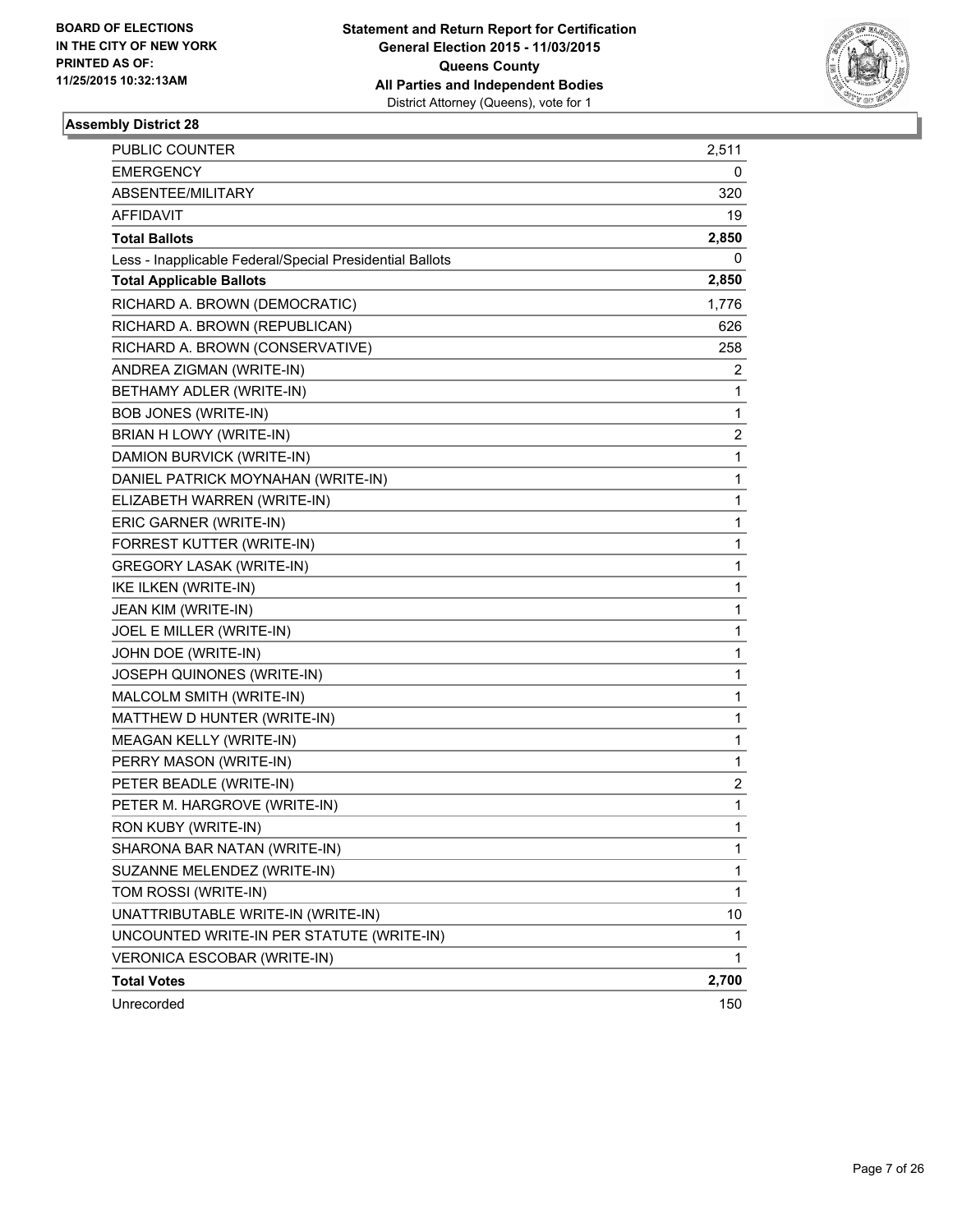BOARD OF ELECTIONS
IN THE CITY OF NEW YORK
PRINTED AS OF:
11/25/2015 10:32:13AM

**Statement and Return Report for Certification**
**General Election 2015 - 11/03/2015**
**Queens County**
**All Parties and Independent Bodies**
District Attorney (Queens), vote for 1

### Assembly District 28

| | |
|---|---|
| PUBLIC COUNTER | 2,511 |
| EMERGENCY | 0 |
| ABSENTEE/MILITARY | 320 |
| AFFIDAVIT | 19 |
| **Total Ballots** | **2,850** |
| Less - Inapplicable Federal/Special Presidential Ballots | 0 |
| **Total Applicable Ballots** | **2,850** |
| RICHARD A. BROWN (DEMOCRATIC) | 1,776 |
| RICHARD A. BROWN (REPUBLICAN) | 626 |
| RICHARD A. BROWN (CONSERVATIVE) | 258 |
| ANDREA ZIGMAN (WRITE-IN) | 2 |
| BETHAMY ADLER (WRITE-IN) | 1 |
| BOB JONES (WRITE-IN) | 1 |
| BRIAN H LOWY (WRITE-IN) | 2 |
| DAMION BURVICK (WRITE-IN) | 1 |
| DANIEL PATRICK MOYNAHAN (WRITE-IN) | 1 |
| ELIZABETH WARREN (WRITE-IN) | 1 |
| ERIC GARNER (WRITE-IN) | 1 |
| FORREST KUTTER (WRITE-IN) | 1 |
| GREGORY LASAK (WRITE-IN) | 1 |
| IKE ILKEN (WRITE-IN) | 1 |
| JEAN KIM (WRITE-IN) | 1 |
| JOEL E MILLER (WRITE-IN) | 1 |
| JOHN DOE (WRITE-IN) | 1 |
| JOSEPH QUINONES (WRITE-IN) | 1 |
| MALCOLM SMITH (WRITE-IN) | 1 |
| MATTHEW D HUNTER (WRITE-IN) | 1 |
| MEAGAN KELLY (WRITE-IN) | 1 |
| PERRY MASON (WRITE-IN) | 1 |
| PETER BEADLE (WRITE-IN) | 2 |
| PETER M. HARGROVE (WRITE-IN) | 1 |
| RON KUBY (WRITE-IN) | 1 |
| SHARONA BAR NATAN (WRITE-IN) | 1 |
| SUZANNE MELENDEZ (WRITE-IN) | 1 |
| TOM ROSSI (WRITE-IN) | 1 |
| UNATTRIBUTABLE WRITE-IN (WRITE-IN) | 10 |
| UNCOUNTED WRITE-IN PER STATUTE (WRITE-IN) | 1 |
| VERONICA ESCOBAR (WRITE-IN) | 1 |
| **Total Votes** | **2,700** |
| Unrecorded | 150 |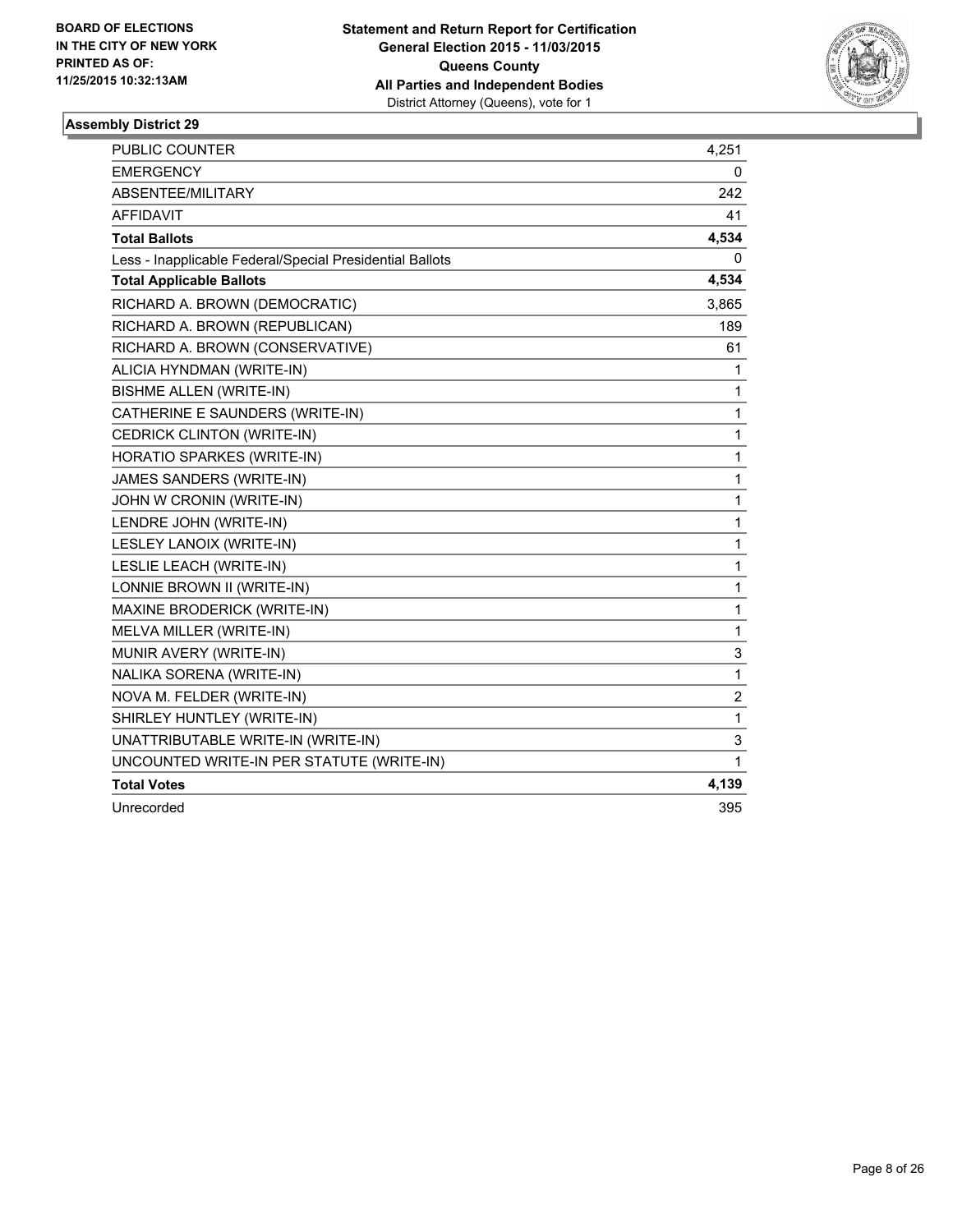**BOARD OF ELECTIONS IN THE CITY OF NEW YORK PRINTED AS OF: 11/25/2015 10:32:13AM**

**Statement and Return Report for Certification**
**General Election 2015 - 11/03/2015**
**Queens County**
**All Parties and Independent Bodies**
District Attorney (Queens), vote for 1

## Assembly District 29

| | |
|---|---|
| PUBLIC COUNTER | 4,251 |
| EMERGENCY | 0 |
| ABSENTEE/MILITARY | 242 |
| AFFIDAVIT | 41 |
| **Total Ballots** | **4,534** |
| Less - Inapplicable Federal/Special Presidential Ballots | 0 |
| **Total Applicable Ballots** | **4,534** |
| RICHARD A. BROWN (DEMOCRATIC) | 3,865 |
| RICHARD A. BROWN (REPUBLICAN) | 189 |
| RICHARD A. BROWN (CONSERVATIVE) | 61 |
| ALICIA HYNDMAN (WRITE-IN) | 1 |
| BISHME ALLEN (WRITE-IN) | 1 |
| CATHERINE E SAUNDERS (WRITE-IN) | 1 |
| CEDRICK CLINTON (WRITE-IN) | 1 |
| HORATIO SPARKES (WRITE-IN) | 1 |
| JAMES SANDERS (WRITE-IN) | 1 |
| JOHN W CRONIN (WRITE-IN) | 1 |
| LENDRE JOHN (WRITE-IN) | 1 |
| LESLEY LANOIX (WRITE-IN) | 1 |
| LESLIE LEACH (WRITE-IN) | 1 |
| LONNIE BROWN II (WRITE-IN) | 1 |
| MAXINE BRODERICK (WRITE-IN) | 1 |
| MELVA MILLER (WRITE-IN) | 1 |
| MUNIR AVERY (WRITE-IN) | 3 |
| NALIKA SORENA (WRITE-IN) | 1 |
| NOVA M. FELDER (WRITE-IN) | 2 |
| SHIRLEY HUNTLEY (WRITE-IN) | 1 |
| UNATTRIBUTABLE WRITE-IN (WRITE-IN) | 3 |
| UNCOUNTED WRITE-IN PER STATUTE (WRITE-IN) | 1 |
| **Total Votes** | **4,139** |
| Unrecorded | 395 |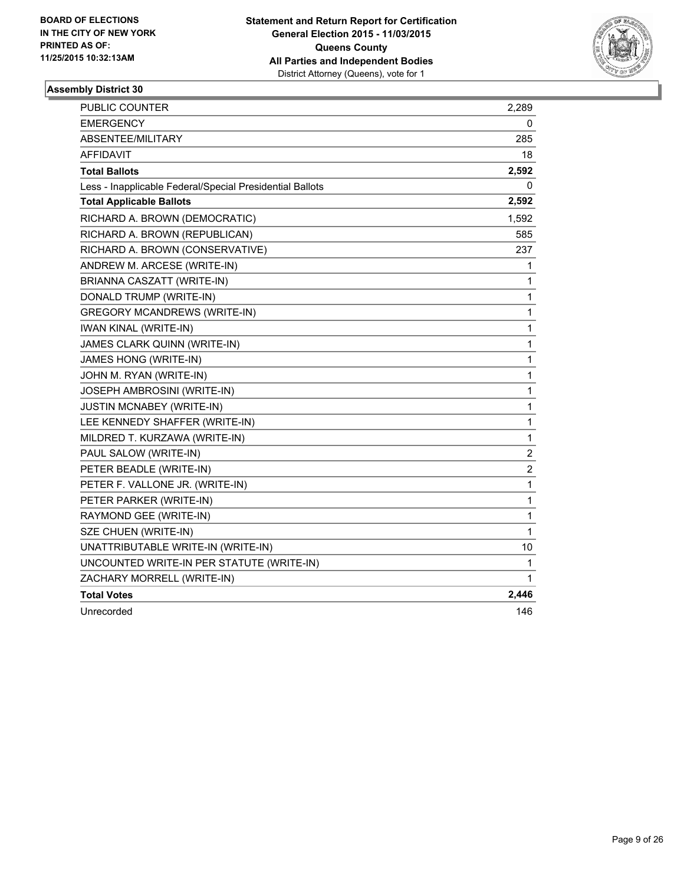**BOARD OF ELECTIONS**
**IN THE CITY OF NEW YORK**
**PRINTED AS OF:**
**11/25/2015 10:32:13AM**

**Statement and Return Report for Certification**
**General Election 2015 - 11/03/2015**
**Queens County**
**All Parties and Independent Bodies**
District Attorney (Queens), vote for 1

### Assembly District 30

| | |
|---|---|
| PUBLIC COUNTER | 2,289 |
| EMERGENCY | 0 |
| ABSENTEE/MILITARY | 285 |
| AFFIDAVIT | 18 |
| **Total Ballots** | **2,592** |
| Less - Inapplicable Federal/Special Presidential Ballots | 0 |
| **Total Applicable Ballots** | **2,592** |
| RICHARD A. BROWN (DEMOCRATIC) | 1,592 |
| RICHARD A. BROWN (REPUBLICAN) | 585 |
| RICHARD A. BROWN (CONSERVATIVE) | 237 |
| ANDREW M. ARCESE (WRITE-IN) | 1 |
| BRIANNA CASZATT (WRITE-IN) | 1 |
| DONALD TRUMP (WRITE-IN) | 1 |
| GREGORY MCANDREWS (WRITE-IN) | 1 |
| IWAN KINAL (WRITE-IN) | 1 |
| JAMES CLARK QUINN (WRITE-IN) | 1 |
| JAMES HONG (WRITE-IN) | 1 |
| JOHN M. RYAN (WRITE-IN) | 1 |
| JOSEPH AMBROSINI (WRITE-IN) | 1 |
| JUSTIN MCNABEY (WRITE-IN) | 1 |
| LEE KENNEDY SHAFFER (WRITE-IN) | 1 |
| MILDRED T. KURZAWA (WRITE-IN) | 1 |
| PAUL SALOW (WRITE-IN) | 2 |
| PETER BEADLE (WRITE-IN) | 2 |
| PETER F. VALLONE JR. (WRITE-IN) | 1 |
| PETER PARKER (WRITE-IN) | 1 |
| RAYMOND GEE (WRITE-IN) | 1 |
| SZE CHUEN (WRITE-IN) | 1 |
| UNATTRIBUTABLE WRITE-IN (WRITE-IN) | 10 |
| UNCOUNTED WRITE-IN PER STATUTE (WRITE-IN) | 1 |
| ZACHARY MORRELL (WRITE-IN) | 1 |
| **Total Votes** | **2,446** |
| Unrecorded | 146 |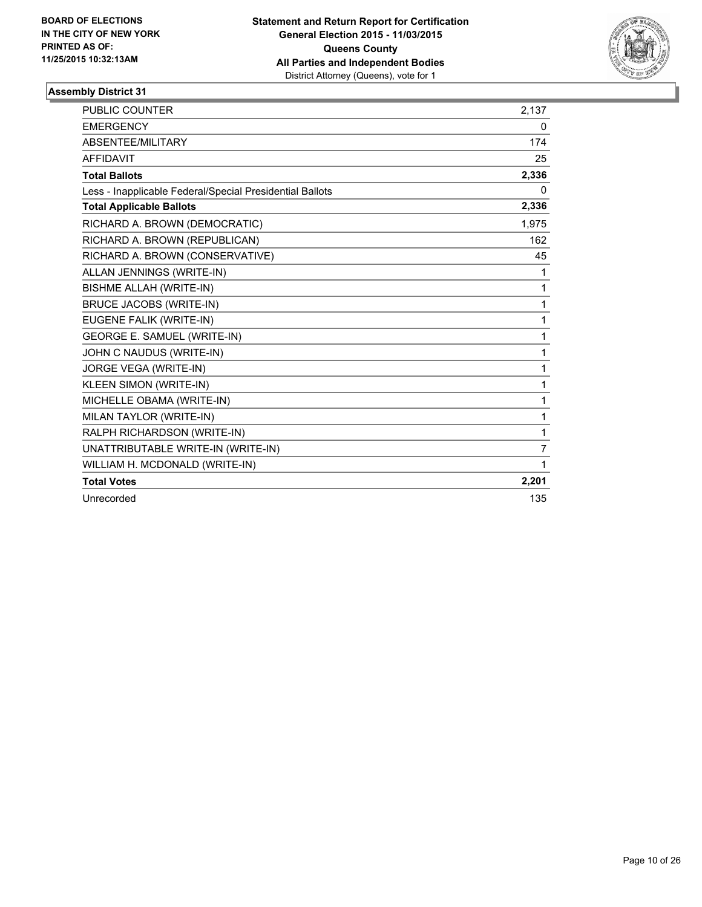**BOARD OF ELECTIONS IN THE CITY OF NEW YORK PRINTED AS OF: 11/25/2015 10:32:13AM**

**Statement and Return Report for Certification General Election 2015 - 11/03/2015 Queens County All Parties and Independent Bodies**
District Attorney (Queens), vote for 1

### Assembly District 31

| | |
|---|---|
| PUBLIC COUNTER | 2,137 |
| EMERGENCY | 0 |
| ABSENTEE/MILITARY | 174 |
| AFFIDAVIT | 25 |
| **Total Ballots** | **2,336** |
| Less - Inapplicable Federal/Special Presidential Ballots | 0 |
| **Total Applicable Ballots** | **2,336** |
| RICHARD A. BROWN (DEMOCRATIC) | 1,975 |
| RICHARD A. BROWN (REPUBLICAN) | 162 |
| RICHARD A. BROWN (CONSERVATIVE) | 45 |
| ALLAN JENNINGS (WRITE-IN) | 1 |
| BISHME ALLAH (WRITE-IN) | 1 |
| BRUCE JACOBS (WRITE-IN) | 1 |
| EUGENE FALIK (WRITE-IN) | 1 |
| GEORGE E. SAMUEL (WRITE-IN) | 1 |
| JOHN C NAUDUS (WRITE-IN) | 1 |
| JORGE VEGA (WRITE-IN) | 1 |
| KLEEN SIMON (WRITE-IN) | 1 |
| MICHELLE OBAMA (WRITE-IN) | 1 |
| MILAN TAYLOR (WRITE-IN) | 1 |
| RALPH RICHARDSON (WRITE-IN) | 1 |
| UNATTRIBUTABLE WRITE-IN (WRITE-IN) | 7 |
| WILLIAM H. MCDONALD (WRITE-IN) | 1 |
| **Total Votes** | **2,201** |
| Unrecorded | 135 |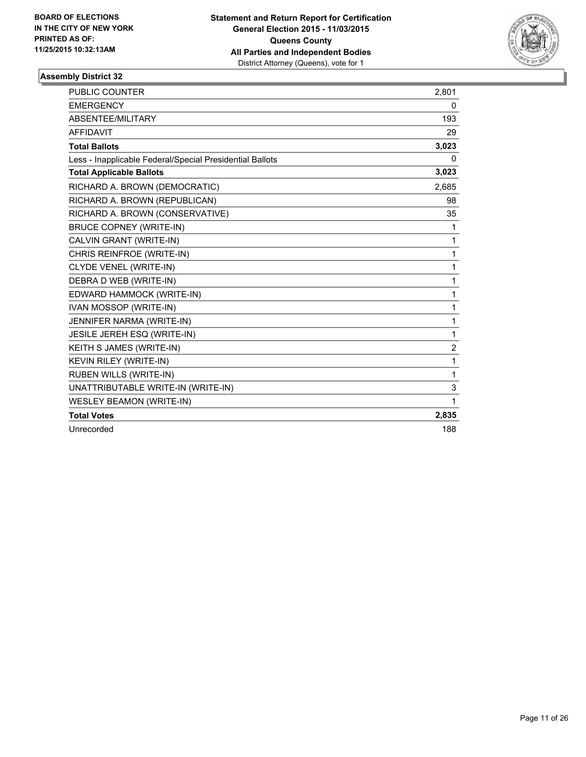BOARD OF ELECTIONS
IN THE CITY OF NEW YORK
PRINTED AS OF:
11/25/2015 10:32:13AM

**Statement and Return Report for Certification**
**General Election 2015 - 11/03/2015**
**Queens County**
**All Parties and Independent Bodies**
District Attorney (Queens), vote for 1

### Assembly District 32

| | |
|---|---|
| PUBLIC COUNTER | 2,801 |
| EMERGENCY | 0 |
| ABSENTEE/MILITARY | 193 |
| AFFIDAVIT | 29 |
| **Total Ballots** | **3,023** |
| Less - Inapplicable Federal/Special Presidential Ballots | 0 |
| **Total Applicable Ballots** | **3,023** |
| RICHARD A. BROWN (DEMOCRATIC) | 2,685 |
| RICHARD A. BROWN (REPUBLICAN) | 98 |
| RICHARD A. BROWN (CONSERVATIVE) | 35 |
| BRUCE COPNEY (WRITE-IN) | 1 |
| CALVIN GRANT (WRITE-IN) | 1 |
| CHRIS REINFROE (WRITE-IN) | 1 |
| CLYDE VENEL (WRITE-IN) | 1 |
| DEBRA D WEB (WRITE-IN) | 1 |
| EDWARD HAMMOCK (WRITE-IN) | 1 |
| IVAN MOSSOP (WRITE-IN) | 1 |
| JENNIFER NARMA (WRITE-IN) | 1 |
| JESILE JEREH ESQ (WRITE-IN) | 1 |
| KEITH S JAMES (WRITE-IN) | 2 |
| KEVIN RILEY (WRITE-IN) | 1 |
| RUBEN WILLS (WRITE-IN) | 1 |
| UNATTRIBUTABLE WRITE-IN (WRITE-IN) | 3 |
| WESLEY BEAMON (WRITE-IN) | 1 |
| **Total Votes** | **2,835** |
| Unrecorded | 188 |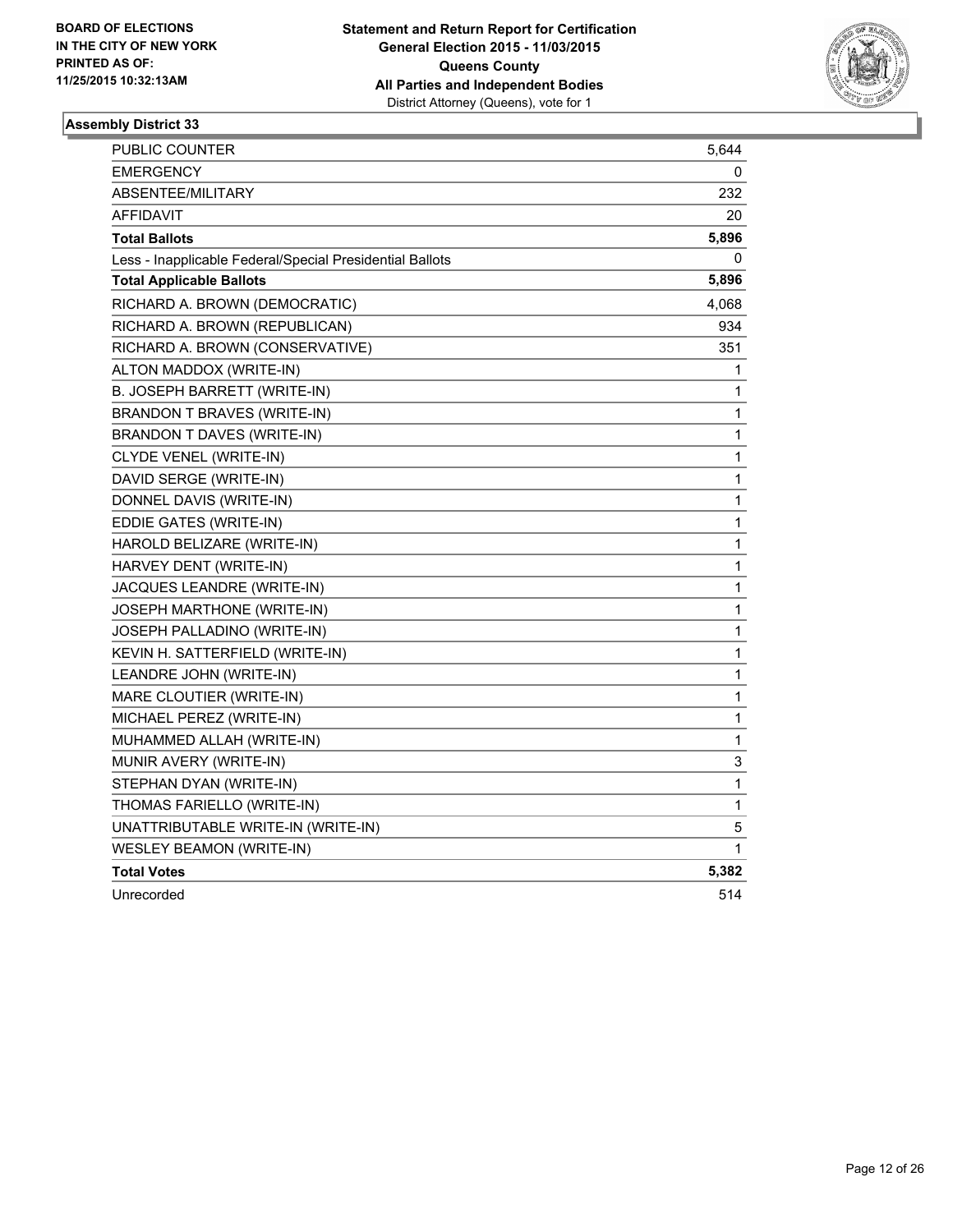BOARD OF ELECTIONS
IN THE CITY OF NEW YORK
PRINTED AS OF:
11/25/2015 10:32:13AM

**Statement and Return Report for Certification**
**General Election 2015 - 11/03/2015**
**Queens County**
**All Parties and Independent Bodies**
District Attorney (Queens), vote for 1

### Assembly District 33

| | |
|---|---|
| PUBLIC COUNTER | 5,644 |
| EMERGENCY | 0 |
| ABSENTEE/MILITARY | 232 |
| AFFIDAVIT | 20 |
| **Total Ballots** | **5,896** |
| Less - Inapplicable Federal/Special Presidential Ballots | 0 |
| **Total Applicable Ballots** | **5,896** |
| RICHARD A. BROWN (DEMOCRATIC) | 4,068 |
| RICHARD A. BROWN (REPUBLICAN) | 934 |
| RICHARD A. BROWN (CONSERVATIVE) | 351 |
| ALTON MADDOX (WRITE-IN) | 1 |
| B. JOSEPH BARRETT (WRITE-IN) | 1 |
| BRANDON T BRAVES (WRITE-IN) | 1 |
| BRANDON T DAVES (WRITE-IN) | 1 |
| CLYDE VENEL (WRITE-IN) | 1 |
| DAVID SERGE (WRITE-IN) | 1 |
| DONNEL DAVIS (WRITE-IN) | 1 |
| EDDIE GATES (WRITE-IN) | 1 |
| HAROLD BELIZARE (WRITE-IN) | 1 |
| HARVEY DENT (WRITE-IN) | 1 |
| JACQUES LEANDRE (WRITE-IN) | 1 |
| JOSEPH MARTHONE (WRITE-IN) | 1 |
| JOSEPH PALLADINO (WRITE-IN) | 1 |
| KEVIN H. SATTERFIELD (WRITE-IN) | 1 |
| LEANDRE JOHN (WRITE-IN) | 1 |
| MARE CLOUTIER (WRITE-IN) | 1 |
| MICHAEL PEREZ (WRITE-IN) | 1 |
| MUHAMMED ALLAH (WRITE-IN) | 1 |
| MUNIR AVERY (WRITE-IN) | 3 |
| STEPHAN DYAN (WRITE-IN) | 1 |
| THOMAS FARIELLO (WRITE-IN) | 1 |
| UNATTRIBUTABLE WRITE-IN (WRITE-IN) | 5 |
| WESLEY BEAMON (WRITE-IN) | 1 |
| **Total Votes** | **5,382** |
| Unrecorded | 514 |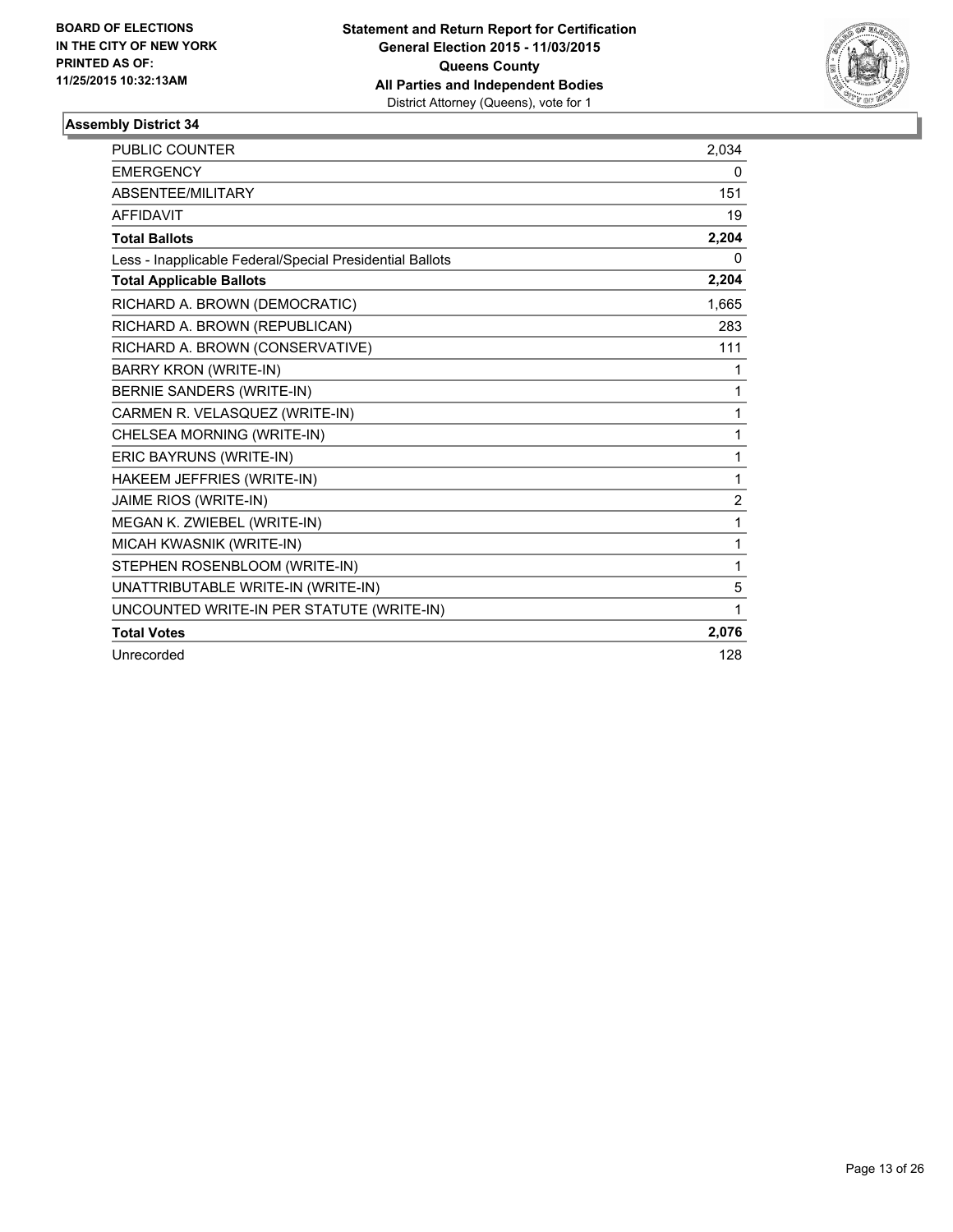**BOARD OF ELECTIONS IN THE CITY OF NEW YORK PRINTED AS OF: 11/25/2015 10:32:13AM**

**Statement and Return Report for Certification General Election 2015 - 11/03/2015 Queens County All Parties and Independent Bodies**
District Attorney (Queens), vote for 1

### Assembly District 34

| | |
|---|---|
| PUBLIC COUNTER | 2,034 |
| EMERGENCY | 0 |
| ABSENTEE/MILITARY | 151 |
| AFFIDAVIT | 19 |
| **Total Ballots** | **2,204** |
| Less - Inapplicable Federal/Special Presidential Ballots | 0 |
| **Total Applicable Ballots** | **2,204** |
| RICHARD A. BROWN (DEMOCRATIC) | 1,665 |
| RICHARD A. BROWN (REPUBLICAN) | 283 |
| RICHARD A. BROWN (CONSERVATIVE) | 111 |
| BARRY KRON (WRITE-IN) | 1 |
| BERNIE SANDERS (WRITE-IN) | 1 |
| CARMEN R. VELASQUEZ (WRITE-IN) | 1 |
| CHELSEA MORNING (WRITE-IN) | 1 |
| ERIC BAYRUNS (WRITE-IN) | 1 |
| HAKEEM JEFFRIES (WRITE-IN) | 1 |
| JAIME RIOS (WRITE-IN) | 2 |
| MEGAN K. ZWIEBEL (WRITE-IN) | 1 |
| MICAH KWASNIK (WRITE-IN) | 1 |
| STEPHEN ROSENBLOOM (WRITE-IN) | 1 |
| UNATTRIBUTABLE WRITE-IN (WRITE-IN) | 5 |
| UNCOUNTED WRITE-IN PER STATUTE (WRITE-IN) | 1 |
| **Total Votes** | **2,076** |
| Unrecorded | 128 |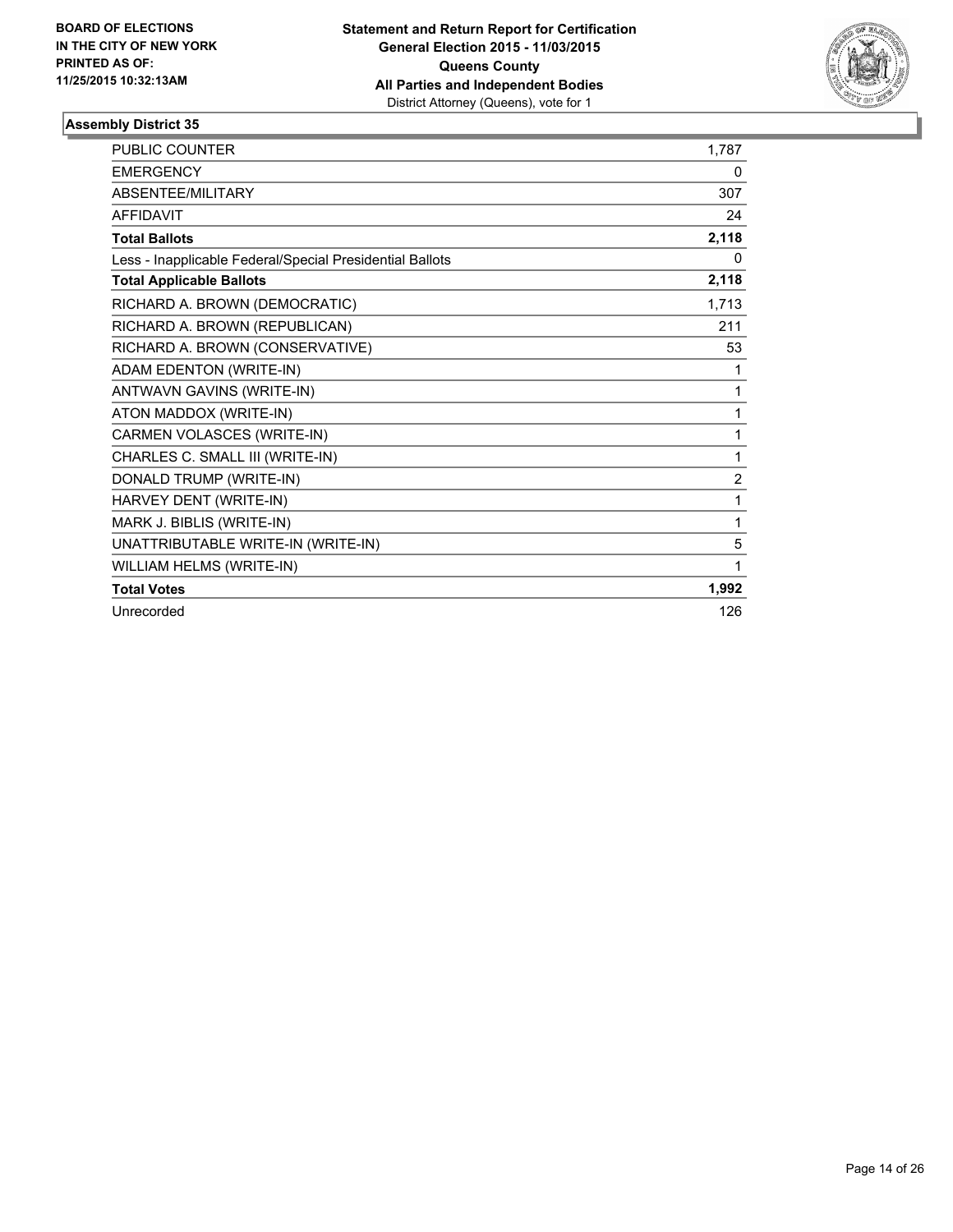**BOARD OF ELECTIONS IN THE CITY OF NEW YORK PRINTED AS OF: 11/25/2015 10:32:13AM**

**Statement and Return Report for Certification General Election 2015 - 11/03/2015 Queens County All Parties and Independent Bodies**
District Attorney (Queens), vote for 1

**Assembly District 35**

| | |
|---|---|
| PUBLIC COUNTER | 1,787 |
| EMERGENCY | 0 |
| ABSENTEE/MILITARY | 307 |
| AFFIDAVIT | 24 |
| **Total Ballots** | **2,118** |
| Less - Inapplicable Federal/Special Presidential Ballots | 0 |
| **Total Applicable Ballots** | **2,118** |
| RICHARD A. BROWN (DEMOCRATIC) | 1,713 |
| RICHARD A. BROWN (REPUBLICAN) | 211 |
| RICHARD A. BROWN (CONSERVATIVE) | 53 |
| ADAM EDENTON (WRITE-IN) | 1 |
| ANTWAVN GAVINS (WRITE-IN) | 1 |
| ATON MADDOX (WRITE-IN) | 1 |
| CARMEN VOLASCES (WRITE-IN) | 1 |
| CHARLES C. SMALL III (WRITE-IN) | 1 |
| DONALD TRUMP (WRITE-IN) | 2 |
| HARVEY DENT (WRITE-IN) | 1 |
| MARK J. BIBLIS (WRITE-IN) | 1 |
| UNATTRIBUTABLE WRITE-IN (WRITE-IN) | 5 |
| WILLIAM HELMS (WRITE-IN) | 1 |
| **Total Votes** | **1,992** |
| Unrecorded | 126 |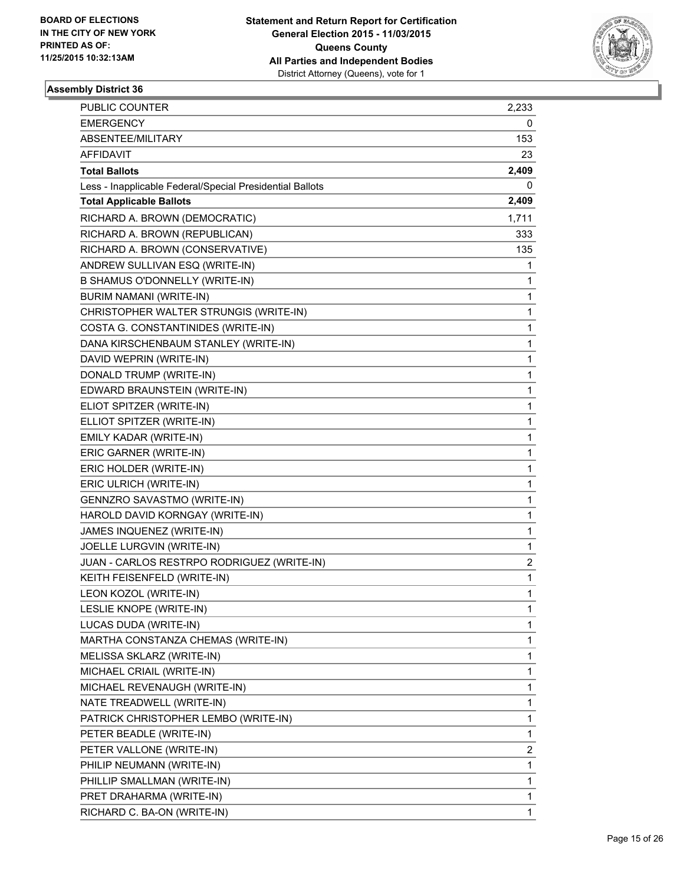BOARD OF ELECTIONS
IN THE CITY OF NEW YORK
PRINTED AS OF:
11/25/2015 10:32:13AM

**Statement and Return Report for Certification**
**General Election 2015 - 11/03/2015**
**Queens County**
**All Parties and Independent Bodies**
District Attorney (Queens), vote for 1

### Assembly District 36

| | |
|---|---|
| PUBLIC COUNTER | 2,233 |
| EMERGENCY | 0 |
| ABSENTEE/MILITARY | 153 |
| AFFIDAVIT | 23 |
| **Total Ballots** | **2,409** |
| Less - Inapplicable Federal/Special Presidential Ballots | 0 |
| **Total Applicable Ballots** | **2,409** |
| RICHARD A. BROWN (DEMOCRATIC) | 1,711 |
| RICHARD A. BROWN (REPUBLICAN) | 333 |
| RICHARD A. BROWN (CONSERVATIVE) | 135 |
| ANDREW SULLIVAN ESQ (WRITE-IN) | 1 |
| B SHAMUS O'DONNELLY (WRITE-IN) | 1 |
| BURIM NAMANI (WRITE-IN) | 1 |
| CHRISTOPHER WALTER STRUNGIS (WRITE-IN) | 1 |
| COSTA G. CONSTANTINIDES (WRITE-IN) | 1 |
| DANA KIRSCHENBAUM STANLEY (WRITE-IN) | 1 |
| DAVID WEPRIN (WRITE-IN) | 1 |
| DONALD TRUMP (WRITE-IN) | 1 |
| EDWARD BRAUNSTEIN (WRITE-IN) | 1 |
| ELIOT SPITZER (WRITE-IN) | 1 |
| ELLIOT SPITZER (WRITE-IN) | 1 |
| EMILY KADAR (WRITE-IN) | 1 |
| ERIC GARNER (WRITE-IN) | 1 |
| ERIC HOLDER (WRITE-IN) | 1 |
| ERIC ULRICH (WRITE-IN) | 1 |
| GENNZRO SAVASTMO (WRITE-IN) | 1 |
| HAROLD DAVID KORNGAY (WRITE-IN) | 1 |
| JAMES INQUENEZ (WRITE-IN) | 1 |
| JOELLE LURGVIN (WRITE-IN) | 1 |
| JUAN - CARLOS RESTRPO RODRIGUEZ (WRITE-IN) | 2 |
| KEITH FEISENFELD (WRITE-IN) | 1 |
| LEON KOZOL (WRITE-IN) | 1 |
| LESLIE KNOPE (WRITE-IN) | 1 |
| LUCAS DUDA (WRITE-IN) | 1 |
| MARTHA CONSTANZA CHEMAS (WRITE-IN) | 1 |
| MELISSA SKLARZ (WRITE-IN) | 1 |
| MICHAEL CRIAIL (WRITE-IN) | 1 |
| MICHAEL REVENAUGH (WRITE-IN) | 1 |
| NATE TREADWELL (WRITE-IN) | 1 |
| PATRICK CHRISTOPHER LEMBO (WRITE-IN) | 1 |
| PETER BEADLE (WRITE-IN) | 1 |
| PETER VALLONE (WRITE-IN) | 2 |
| PHILIP NEUMANN (WRITE-IN) | 1 |
| PHILLIP SMALLMAN (WRITE-IN) | 1 |
| PRET DRAHARMA (WRITE-IN) | 1 |
| RICHARD C. BA-ON (WRITE-IN) | 1 |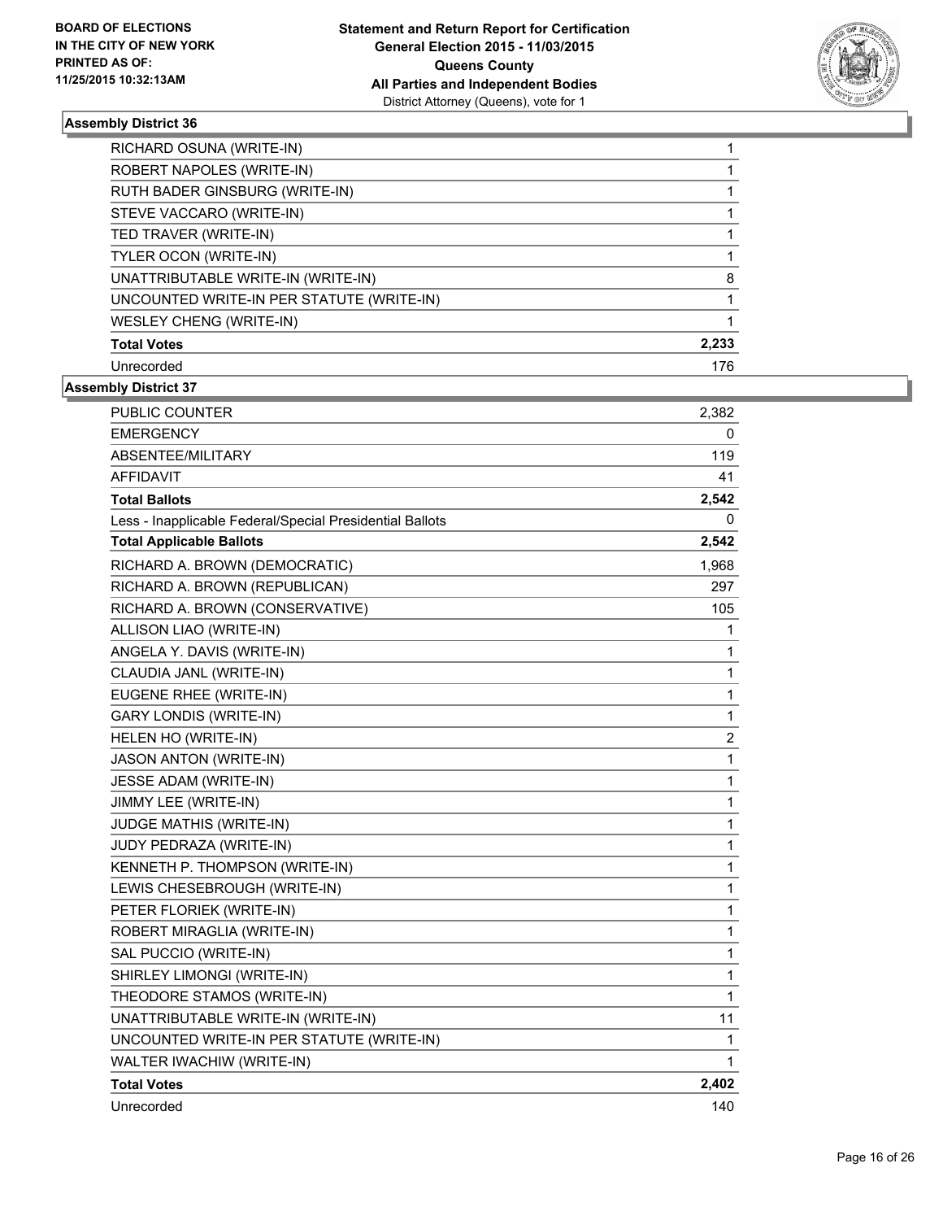**BOARD OF ELECTIONS IN THE CITY OF NEW YORK PRINTED AS OF: 11/25/2015 10:32:13AM**

**Statement and Return Report for Certification General Election 2015 - 11/03/2015 Queens County All Parties and Independent Bodies**
District Attorney (Queens), vote for 1

### Assembly District 36

| | |
|---|---|
| RICHARD OSUNA (WRITE-IN) | 1 |
| ROBERT NAPOLES (WRITE-IN) | 1 |
| RUTH BADER GINSBURG (WRITE-IN) | 1 |
| STEVE VACCARO (WRITE-IN) | 1 |
| TED TRAVER (WRITE-IN) | 1 |
| TYLER OCON (WRITE-IN) | 1 |
| UNATTRIBUTABLE WRITE-IN (WRITE-IN) | 8 |
| UNCOUNTED WRITE-IN PER STATUTE (WRITE-IN) | 1 |
| WESLEY CHENG (WRITE-IN) | 1 |
| **Total Votes** | **2,233** |
| Unrecorded | 176 |

### Assembly District 37

| | |
|---|---|
| PUBLIC COUNTER | 2,382 |
| EMERGENCY | 0 |
| ABSENTEE/MILITARY | 119 |
| AFFIDAVIT | 41 |
| **Total Ballots** | **2,542** |
| Less - Inapplicable Federal/Special Presidential Ballots | 0 |
| **Total Applicable Ballots** | **2,542** |
| RICHARD A. BROWN (DEMOCRATIC) | 1,968 |
| RICHARD A. BROWN (REPUBLICAN) | 297 |
| RICHARD A. BROWN (CONSERVATIVE) | 105 |
| ALLISON LIAO (WRITE-IN) | 1 |
| ANGELA Y. DAVIS (WRITE-IN) | 1 |
| CLAUDIA JANL (WRITE-IN) | 1 |
| EUGENE RHEE (WRITE-IN) | 1 |
| GARY LONDIS (WRITE-IN) | 1 |
| HELEN HO (WRITE-IN) | 2 |
| JASON ANTON (WRITE-IN) | 1 |
| JESSE ADAM (WRITE-IN) | 1 |
| JIMMY LEE (WRITE-IN) | 1 |
| JUDGE MATHIS (WRITE-IN) | 1 |
| JUDY PEDRAZA (WRITE-IN) | 1 |
| KENNETH P. THOMPSON (WRITE-IN) | 1 |
| LEWIS CHESEBROUGH (WRITE-IN) | 1 |
| PETER FLORIEK (WRITE-IN) | 1 |
| ROBERT MIRAGLIA (WRITE-IN) | 1 |
| SAL PUCCIO (WRITE-IN) | 1 |
| SHIRLEY LIMONGI (WRITE-IN) | 1 |
| THEODORE STAMOS (WRITE-IN) | 1 |
| UNATTRIBUTABLE WRITE-IN (WRITE-IN) | 11 |
| UNCOUNTED WRITE-IN PER STATUTE (WRITE-IN) | 1 |
| WALTER IWACHIW (WRITE-IN) | 1 |
| **Total Votes** | **2,402** |
| Unrecorded | 140 |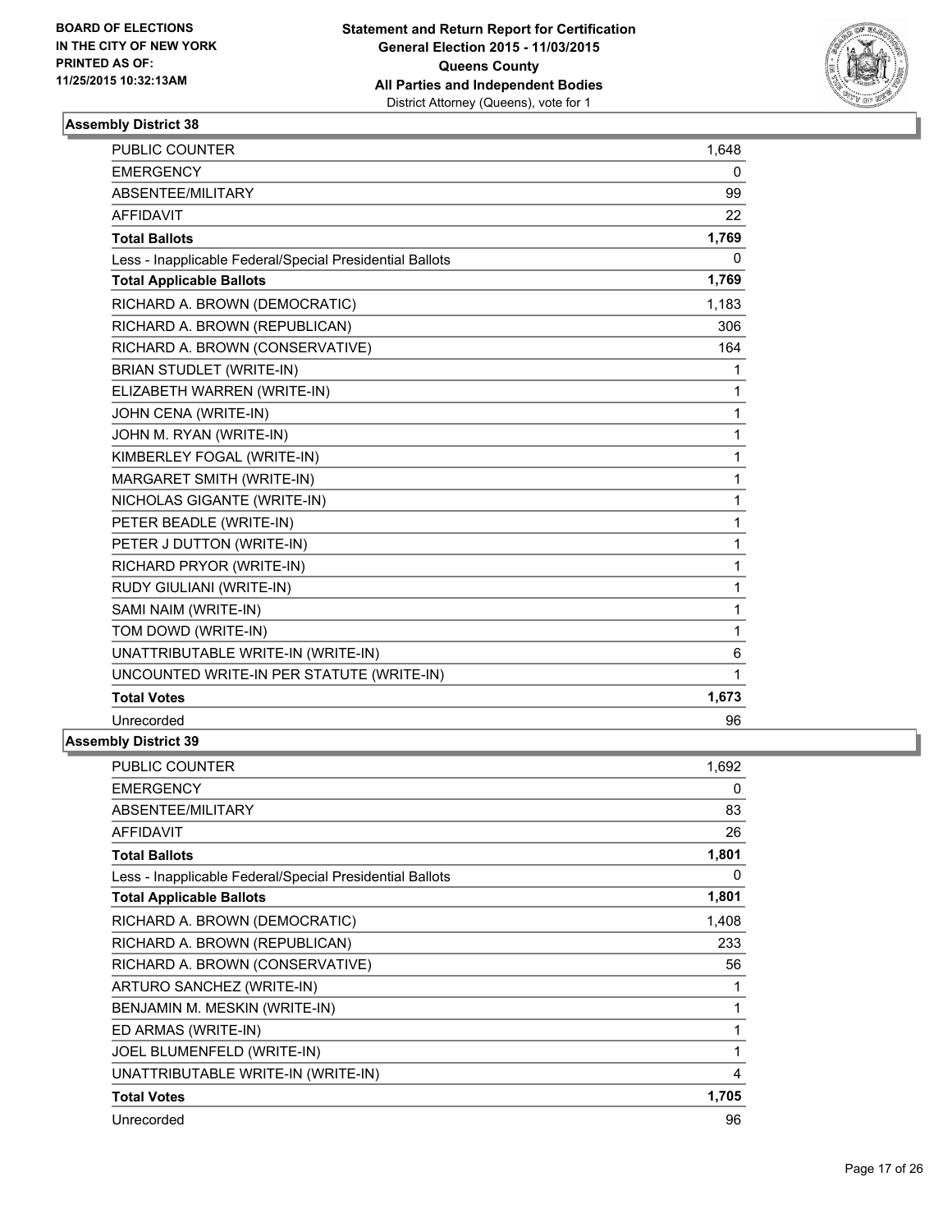### Assembly District 38

| | |
|---|---|
| PUBLIC COUNTER | 1,648 |
| EMERGENCY | 0 |
| ABSENTEE/MILITARY | 99 |
| AFFIDAVIT | 22 |
| **Total Ballots** | **1,769** |
| Less - Inapplicable Federal/Special Presidential Ballots | 0 |
| **Total Applicable Ballots** | **1,769** |
| RICHARD A. BROWN (DEMOCRATIC) | 1,183 |
| RICHARD A. BROWN (REPUBLICAN) | 306 |
| RICHARD A. BROWN (CONSERVATIVE) | 164 |
| BRIAN STUDLET (WRITE-IN) | 1 |
| ELIZABETH WARREN (WRITE-IN) | 1 |
| JOHN CENA (WRITE-IN) | 1 |
| JOHN M. RYAN (WRITE-IN) | 1 |
| KIMBERLEY FOGAL (WRITE-IN) | 1 |
| MARGARET SMITH (WRITE-IN) | 1 |
| NICHOLAS GIGANTE (WRITE-IN) | 1 |
| PETER BEADLE (WRITE-IN) | 1 |
| PETER J DUTTON (WRITE-IN) | 1 |
| RICHARD PRYOR (WRITE-IN) | 1 |
| RUDY GIULIANI (WRITE-IN) | 1 |
| SAMI NAIM (WRITE-IN) | 1 |
| TOM DOWD (WRITE-IN) | 1 |
| UNATTRIBUTABLE WRITE-IN (WRITE-IN) | 6 |
| UNCOUNTED WRITE-IN PER STATUTE (WRITE-IN) | 1 |
| **Total Votes** | **1,673** |
| Unrecorded | 96 |

### Assembly District 39

| | |
|---|---|
| PUBLIC COUNTER | 1,692 |
| EMERGENCY | 0 |
| ABSENTEE/MILITARY | 83 |
| AFFIDAVIT | 26 |
| **Total Ballots** | **1,801** |
| Less - Inapplicable Federal/Special Presidential Ballots | 0 |
| **Total Applicable Ballots** | **1,801** |
| RICHARD A. BROWN (DEMOCRATIC) | 1,408 |
| RICHARD A. BROWN (REPUBLICAN) | 233 |
| RICHARD A. BROWN (CONSERVATIVE) | 56 |
| ARTURO SANCHEZ (WRITE-IN) | 1 |
| BENJAMIN M. MESKIN (WRITE-IN) | 1 |
| ED ARMAS (WRITE-IN) | 1 |
| JOEL BLUMENFELD (WRITE-IN) | 1 |
| UNATTRIBUTABLE WRITE-IN (WRITE-IN) | 4 |
| **Total Votes** | **1,705** |
| Unrecorded | 96 |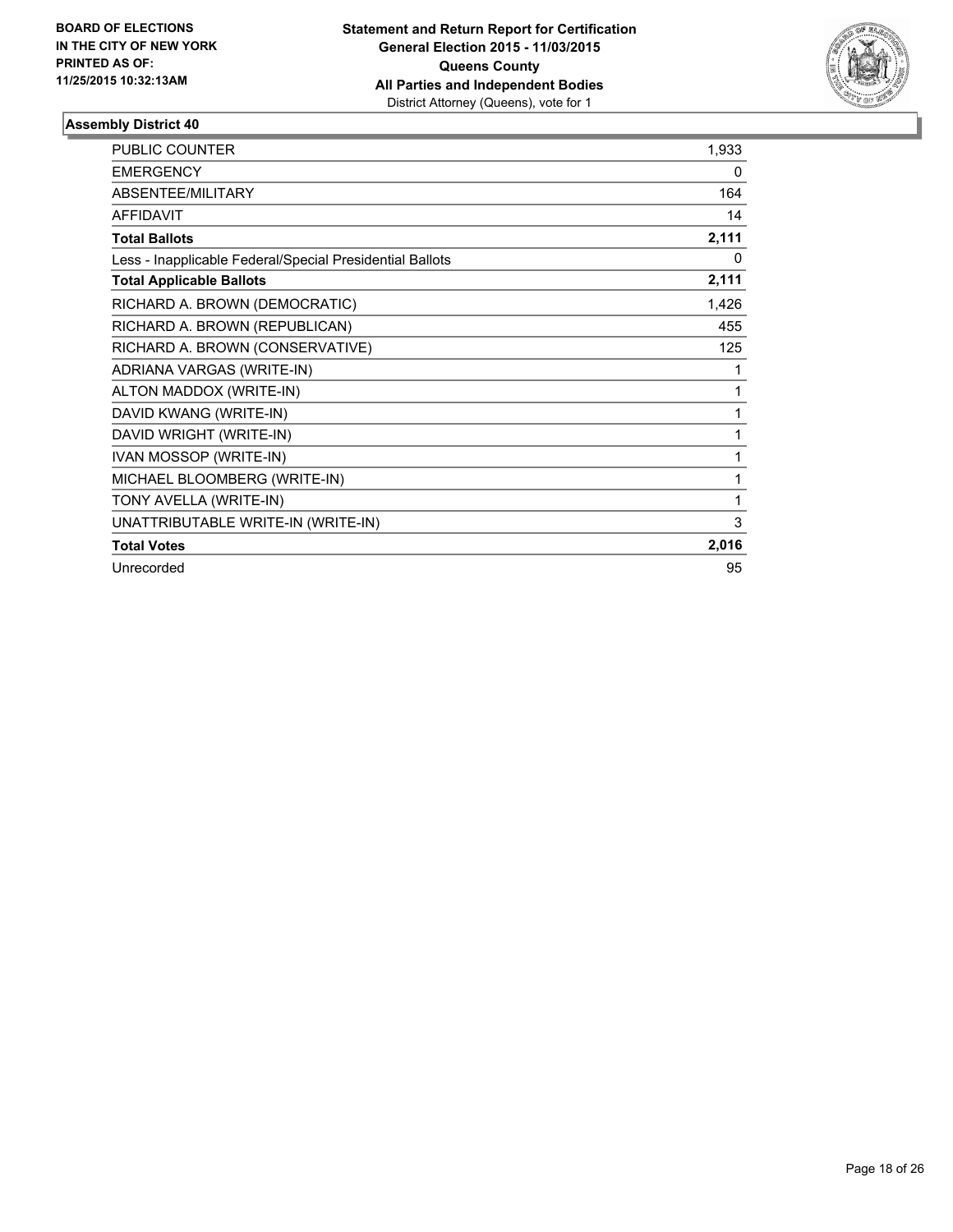**BOARD OF ELECTIONS IN THE CITY OF NEW YORK PRINTED AS OF: 11/25/2015 10:32:13AM**

**Statement and Return Report for Certification**
**General Election 2015 - 11/03/2015**
**Queens County**
**All Parties and Independent Bodies**
District Attorney (Queens), vote for 1

### Assembly District 40

| | |
|---|---|
| PUBLIC COUNTER | 1,933 |
| EMERGENCY | 0 |
| ABSENTEE/MILITARY | 164 |
| AFFIDAVIT | 14 |
| **Total Ballots** | **2,111** |
| Less - Inapplicable Federal/Special Presidential Ballots | 0 |
| **Total Applicable Ballots** | **2,111** |
| RICHARD A. BROWN (DEMOCRATIC) | 1,426 |
| RICHARD A. BROWN (REPUBLICAN) | 455 |
| RICHARD A. BROWN (CONSERVATIVE) | 125 |
| ADRIANA VARGAS (WRITE-IN) | 1 |
| ALTON MADDOX (WRITE-IN) | 1 |
| DAVID KWANG (WRITE-IN) | 1 |
| DAVID WRIGHT (WRITE-IN) | 1 |
| IVAN MOSSOP (WRITE-IN) | 1 |
| MICHAEL BLOOMBERG (WRITE-IN) | 1 |
| TONY AVELLA (WRITE-IN) | 1 |
| UNATTRIBUTABLE WRITE-IN (WRITE-IN) | 3 |
| **Total Votes** | **2,016** |
| Unrecorded | 95 |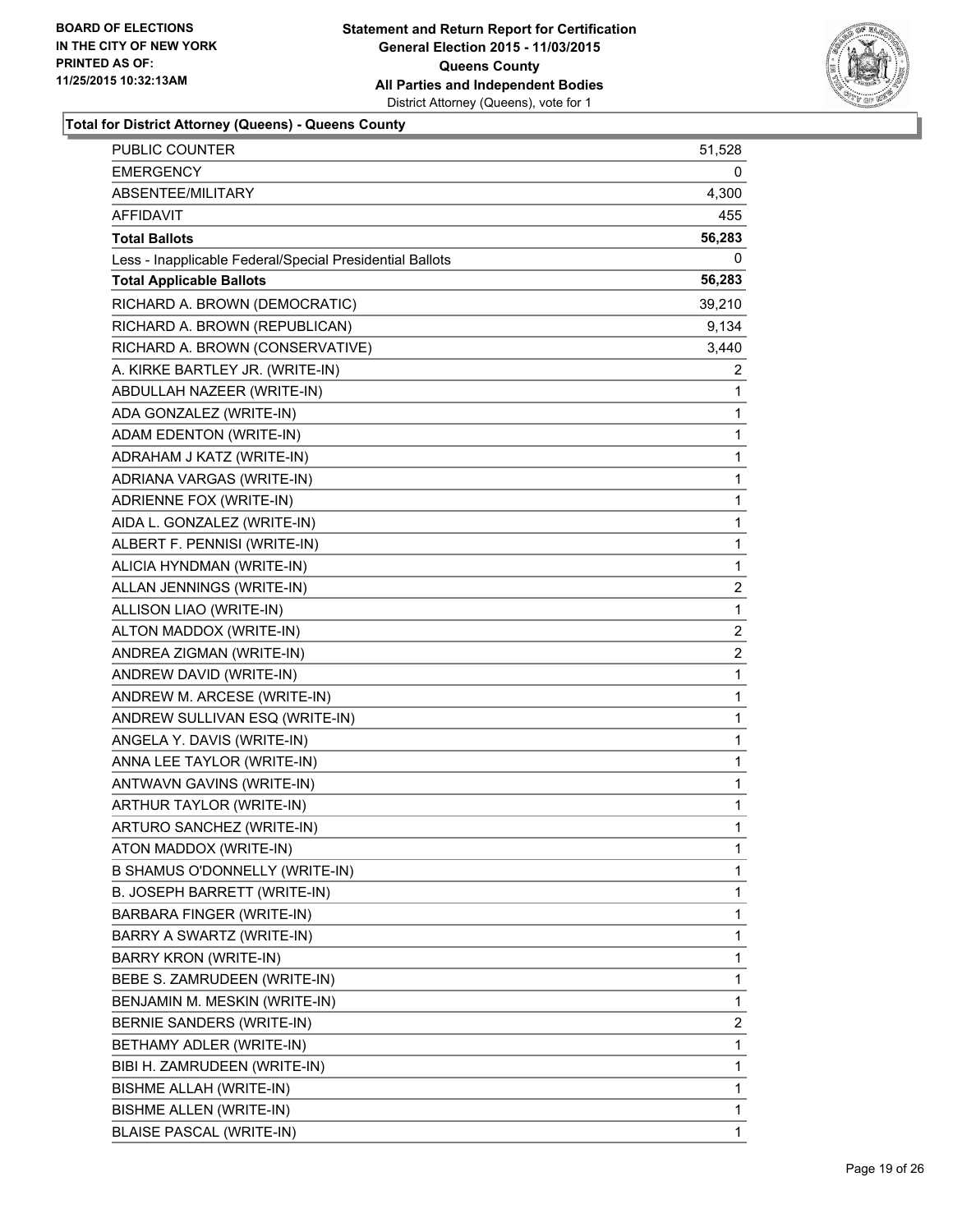**BOARD OF ELECTIONS IN THE CITY OF NEW YORK PRINTED AS OF: 11/25/2015 10:32:13AM**

**Statement and Return Report for Certification General Election 2015 - 11/03/2015 Queens County All Parties and Independent Bodies**
District Attorney (Queens), vote for 1

**Total for District Attorney (Queens) - Queens County**

| | |
|---|---|
| PUBLIC COUNTER | 51,528 |
| EMERGENCY | 0 |
| ABSENTEE/MILITARY | 4,300 |
| AFFIDAVIT | 455 |
| **Total Ballots** | **56,283** |
| Less - Inapplicable Federal/Special Presidential Ballots | 0 |
| **Total Applicable Ballots** | **56,283** |
| RICHARD A. BROWN (DEMOCRATIC) | 39,210 |
| RICHARD A. BROWN (REPUBLICAN) | 9,134 |
| RICHARD A. BROWN (CONSERVATIVE) | 3,440 |
| A. KIRKE BARTLEY JR. (WRITE-IN) | 2 |
| ABDULLAH NAZEER (WRITE-IN) | 1 |
| ADA GONZALEZ (WRITE-IN) | 1 |
| ADAM EDENTON (WRITE-IN) | 1 |
| ADRAHAM J KATZ (WRITE-IN) | 1 |
| ADRIANA VARGAS (WRITE-IN) | 1 |
| ADRIENNE FOX (WRITE-IN) | 1 |
| AIDA L. GONZALEZ (WRITE-IN) | 1 |
| ALBERT F. PENNISI (WRITE-IN) | 1 |
| ALICIA HYNDMAN (WRITE-IN) | 1 |
| ALLAN JENNINGS (WRITE-IN) | 2 |
| ALLISON LIAO (WRITE-IN) | 1 |
| ALTON MADDOX (WRITE-IN) | 2 |
| ANDREA ZIGMAN (WRITE-IN) | 2 |
| ANDREW DAVID (WRITE-IN) | 1 |
| ANDREW M. ARCESE (WRITE-IN) | 1 |
| ANDREW SULLIVAN ESQ (WRITE-IN) | 1 |
| ANGELA Y. DAVIS (WRITE-IN) | 1 |
| ANNA LEE TAYLOR (WRITE-IN) | 1 |
| ANTWAVN GAVINS (WRITE-IN) | 1 |
| ARTHUR TAYLOR (WRITE-IN) | 1 |
| ARTURO SANCHEZ (WRITE-IN) | 1 |
| ATON MADDOX (WRITE-IN) | 1 |
| B SHAMUS O'DONNELLY (WRITE-IN) | 1 |
| B. JOSEPH BARRETT (WRITE-IN) | 1 |
| BARBARA FINGER (WRITE-IN) | 1 |
| BARRY A SWARTZ (WRITE-IN) | 1 |
| BARRY KRON (WRITE-IN) | 1 |
| BEBE S. ZAMRUDEEN (WRITE-IN) | 1 |
| BENJAMIN M. MESKIN (WRITE-IN) | 1 |
| BERNIE SANDERS (WRITE-IN) | 2 |
| BETHAMY ADLER (WRITE-IN) | 1 |
| BIBI H. ZAMRUDEEN (WRITE-IN) | 1 |
| BISHME ALLAH (WRITE-IN) | 1 |
| BISHME ALLEN (WRITE-IN) | 1 |
| BLAISE PASCAL (WRITE-IN) | 1 |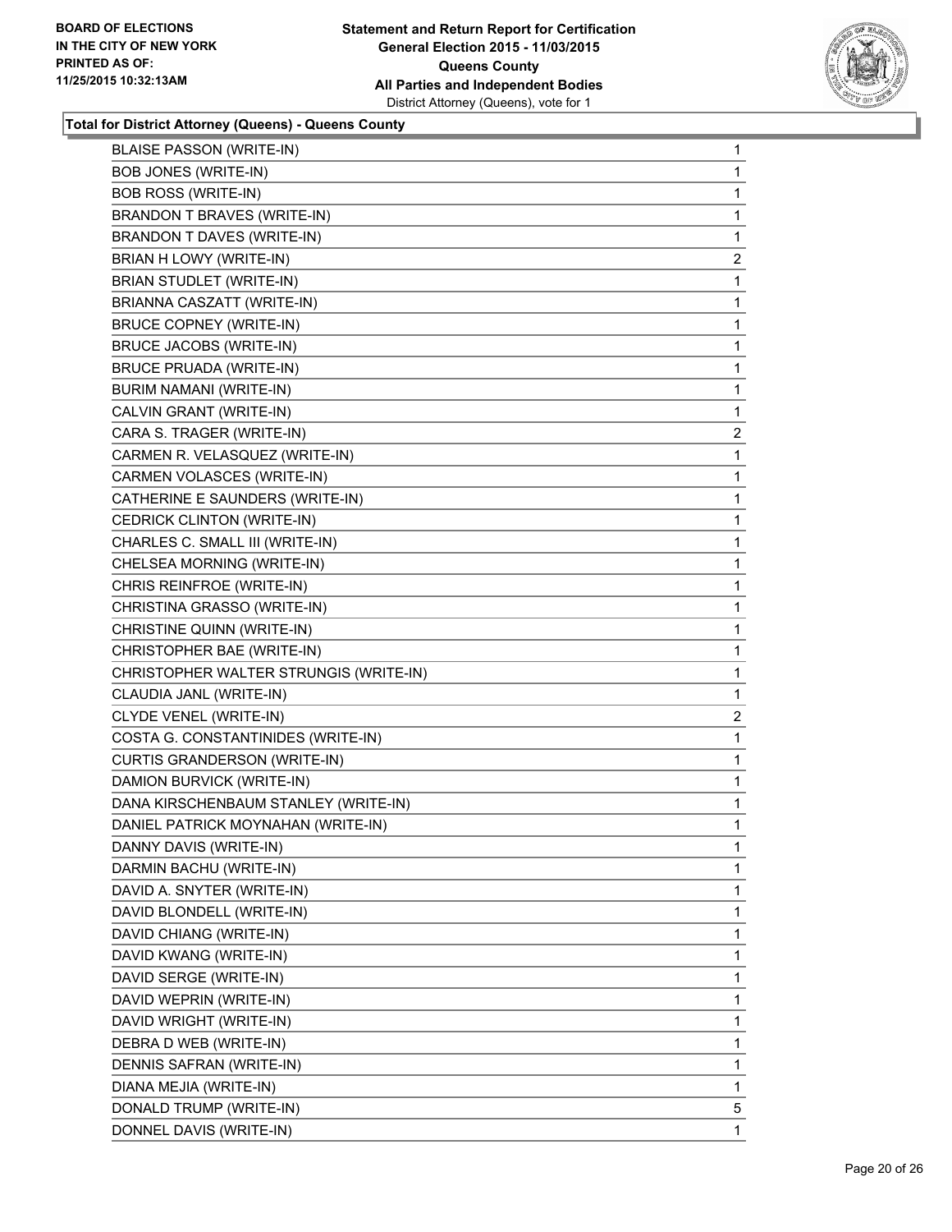#### Total for District Attorney (Queens) - Queens County

| | |
|---|---|
| BLAISE PASSON (WRITE-IN) | 1 |
| BOB JONES (WRITE-IN) | 1 |
| BOB ROSS (WRITE-IN) | 1 |
| BRANDON T BRAVES (WRITE-IN) | 1 |
| BRANDON T DAVES (WRITE-IN) | 1 |
| BRIAN H LOWY (WRITE-IN) | 2 |
| BRIAN STUDLET (WRITE-IN) | 1 |
| BRIANNA CASZATT (WRITE-IN) | 1 |
| BRUCE COPNEY (WRITE-IN) | 1 |
| BRUCE JACOBS (WRITE-IN) | 1 |
| BRUCE PRUADA (WRITE-IN) | 1 |
| BURIM NAMANI (WRITE-IN) | 1 |
| CALVIN GRANT (WRITE-IN) | 1 |
| CARA S. TRAGER (WRITE-IN) | 2 |
| CARMEN R. VELASQUEZ (WRITE-IN) | 1 |
| CARMEN VOLASCES (WRITE-IN) | 1 |
| CATHERINE E SAUNDERS (WRITE-IN) | 1 |
| CEDRICK CLINTON (WRITE-IN) | 1 |
| CHARLES C. SMALL III (WRITE-IN) | 1 |
| CHELSEA MORNING (WRITE-IN) | 1 |
| CHRIS REINFROE (WRITE-IN) | 1 |
| CHRISTINA GRASSO (WRITE-IN) | 1 |
| CHRISTINE QUINN (WRITE-IN) | 1 |
| CHRISTOPHER BAE (WRITE-IN) | 1 |
| CHRISTOPHER WALTER STRUNGIS (WRITE-IN) | 1 |
| CLAUDIA JANL (WRITE-IN) | 1 |
| CLYDE VENEL (WRITE-IN) | 2 |
| COSTA G. CONSTANTINIDES (WRITE-IN) | 1 |
| CURTIS GRANDERSON (WRITE-IN) | 1 |
| DAMION BURVICK (WRITE-IN) | 1 |
| DANA KIRSCHENBAUM STANLEY (WRITE-IN) | 1 |
| DANIEL PATRICK MOYNAHAN (WRITE-IN) | 1 |
| DANNY DAVIS (WRITE-IN) | 1 |
| DARMIN BACHU (WRITE-IN) | 1 |
| DAVID A. SNYTER (WRITE-IN) | 1 |
| DAVID BLONDELL (WRITE-IN) | 1 |
| DAVID CHIANG (WRITE-IN) | 1 |
| DAVID KWANG (WRITE-IN) | 1 |
| DAVID SERGE (WRITE-IN) | 1 |
| DAVID WEPRIN (WRITE-IN) | 1 |
| DAVID WRIGHT (WRITE-IN) | 1 |
| DEBRA D WEB (WRITE-IN) | 1 |
| DENNIS SAFRAN (WRITE-IN) | 1 |
| DIANA MEJIA (WRITE-IN) | 1 |
| DONALD TRUMP (WRITE-IN) | 5 |
| DONNEL DAVIS (WRITE-IN) | 1 |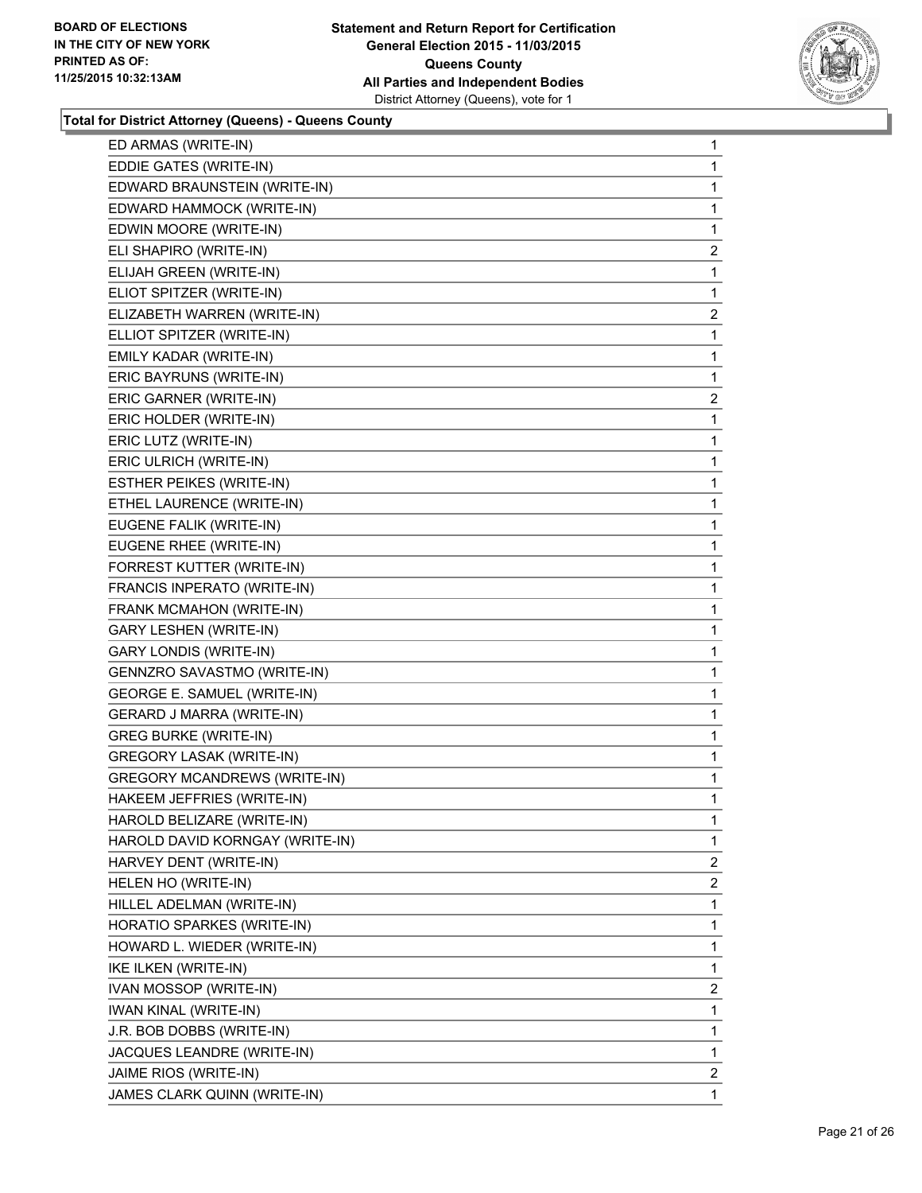**Total for District Attorney (Queens) - Queens County**

| Candidate | Votes |
|---|---|
| ED ARMAS (WRITE-IN) | 1 |
| EDDIE GATES (WRITE-IN) | 1 |
| EDWARD BRAUNSTEIN (WRITE-IN) | 1 |
| EDWARD HAMMOCK (WRITE-IN) | 1 |
| EDWIN MOORE (WRITE-IN) | 1 |
| ELI SHAPIRO (WRITE-IN) | 2 |
| ELIJAH GREEN (WRITE-IN) | 1 |
| ELIOT SPITZER (WRITE-IN) | 1 |
| ELIZABETH WARREN (WRITE-IN) | 2 |
| ELLIOT SPITZER (WRITE-IN) | 1 |
| EMILY KADAR (WRITE-IN) | 1 |
| ERIC BAYRUNS (WRITE-IN) | 1 |
| ERIC GARNER (WRITE-IN) | 2 |
| ERIC HOLDER (WRITE-IN) | 1 |
| ERIC LUTZ (WRITE-IN) | 1 |
| ERIC ULRICH (WRITE-IN) | 1 |
| ESTHER PEIKES (WRITE-IN) | 1 |
| ETHEL LAURENCE (WRITE-IN) | 1 |
| EUGENE FALIK (WRITE-IN) | 1 |
| EUGENE RHEE (WRITE-IN) | 1 |
| FORREST KUTTER (WRITE-IN) | 1 |
| FRANCIS INPERATO (WRITE-IN) | 1 |
| FRANK MCMAHON (WRITE-IN) | 1 |
| GARY LESHEN (WRITE-IN) | 1 |
| GARY LONDIS (WRITE-IN) | 1 |
| GENNZRO SAVASTMO (WRITE-IN) | 1 |
| GEORGE E. SAMUEL (WRITE-IN) | 1 |
| GERARD J MARRA (WRITE-IN) | 1 |
| GREG BURKE (WRITE-IN) | 1 |
| GREGORY LASAK (WRITE-IN) | 1 |
| GREGORY MCANDREWS (WRITE-IN) | 1 |
| HAKEEM JEFFRIES (WRITE-IN) | 1 |
| HAROLD BELIZARE (WRITE-IN) | 1 |
| HAROLD DAVID KORNGAY (WRITE-IN) | 1 |
| HARVEY DENT (WRITE-IN) | 2 |
| HELEN HO (WRITE-IN) | 2 |
| HILLEL ADELMAN (WRITE-IN) | 1 |
| HORATIO SPARKES (WRITE-IN) | 1 |
| HOWARD L. WIEDER (WRITE-IN) | 1 |
| IKE ILKEN (WRITE-IN) | 1 |
| IVAN MOSSOP (WRITE-IN) | 2 |
| IWAN KINAL (WRITE-IN) | 1 |
| J.R. BOB DOBBS (WRITE-IN) | 1 |
| JACQUES LEANDRE (WRITE-IN) | 1 |
| JAIME RIOS (WRITE-IN) | 2 |
| JAMES CLARK QUINN (WRITE-IN) | 1 |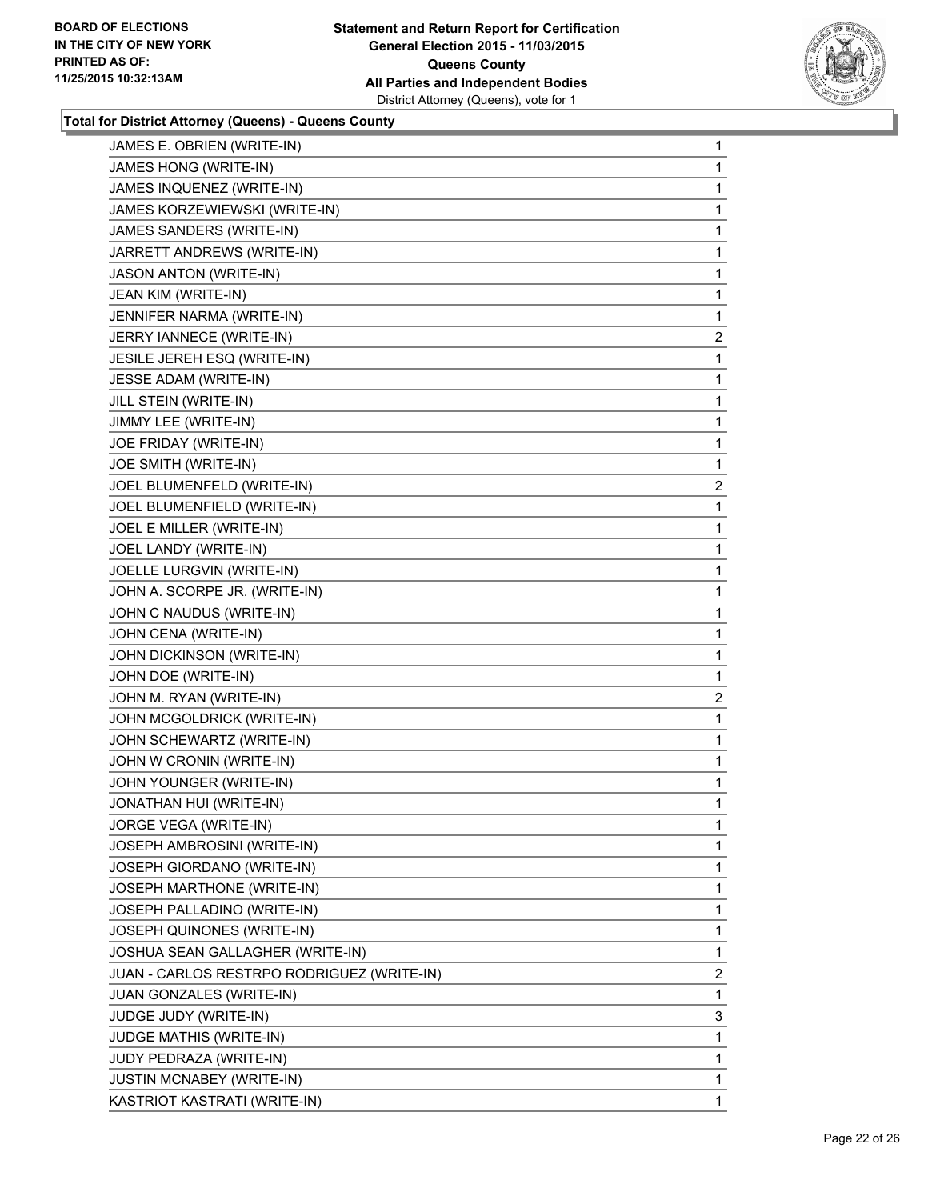**Total for District Attorney (Queens) - Queens County**

| Candidate | Votes |
|---|---|
| JAMES E. OBRIEN (WRITE-IN) | 1 |
| JAMES HONG (WRITE-IN) | 1 |
| JAMES INQUENEZ (WRITE-IN) | 1 |
| JAMES KORZEWIEWSKI (WRITE-IN) | 1 |
| JAMES SANDERS (WRITE-IN) | 1 |
| JARRETT ANDREWS (WRITE-IN) | 1 |
| JASON ANTON (WRITE-IN) | 1 |
| JEAN KIM (WRITE-IN) | 1 |
| JENNIFER NARMA (WRITE-IN) | 1 |
| JERRY IANNECE (WRITE-IN) | 2 |
| JESILE JEREH ESQ (WRITE-IN) | 1 |
| JESSE ADAM (WRITE-IN) | 1 |
| JILL STEIN (WRITE-IN) | 1 |
| JIMMY LEE (WRITE-IN) | 1 |
| JOE FRIDAY (WRITE-IN) | 1 |
| JOE SMITH (WRITE-IN) | 1 |
| JOEL BLUMENFELD (WRITE-IN) | 2 |
| JOEL BLUMENFIELD (WRITE-IN) | 1 |
| JOEL E MILLER (WRITE-IN) | 1 |
| JOEL LANDY (WRITE-IN) | 1 |
| JOELLE LURGVIN (WRITE-IN) | 1 |
| JOHN A. SCORPE JR. (WRITE-IN) | 1 |
| JOHN C NAUDUS (WRITE-IN) | 1 |
| JOHN CENA (WRITE-IN) | 1 |
| JOHN DICKINSON (WRITE-IN) | 1 |
| JOHN DOE (WRITE-IN) | 1 |
| JOHN M. RYAN (WRITE-IN) | 2 |
| JOHN MCGOLDRICK (WRITE-IN) | 1 |
| JOHN SCHEWARTZ (WRITE-IN) | 1 |
| JOHN W CRONIN (WRITE-IN) | 1 |
| JOHN YOUNGER (WRITE-IN) | 1 |
| JONATHAN HUI (WRITE-IN) | 1 |
| JORGE VEGA (WRITE-IN) | 1 |
| JOSEPH AMBROSINI (WRITE-IN) | 1 |
| JOSEPH GIORDANO (WRITE-IN) | 1 |
| JOSEPH MARTHONE (WRITE-IN) | 1 |
| JOSEPH PALLADINO (WRITE-IN) | 1 |
| JOSEPH QUINONES (WRITE-IN) | 1 |
| JOSHUA SEAN GALLAGHER (WRITE-IN) | 1 |
| JUAN - CARLOS RESTRPO RODRIGUEZ (WRITE-IN) | 2 |
| JUAN GONZALES (WRITE-IN) | 1 |
| JUDGE JUDY (WRITE-IN) | 3 |
| JUDGE MATHIS (WRITE-IN) | 1 |
| JUDY PEDRAZA (WRITE-IN) | 1 |
| JUSTIN MCNABEY (WRITE-IN) | 1 |
| KASTRIOT KASTRATI (WRITE-IN) | 1 |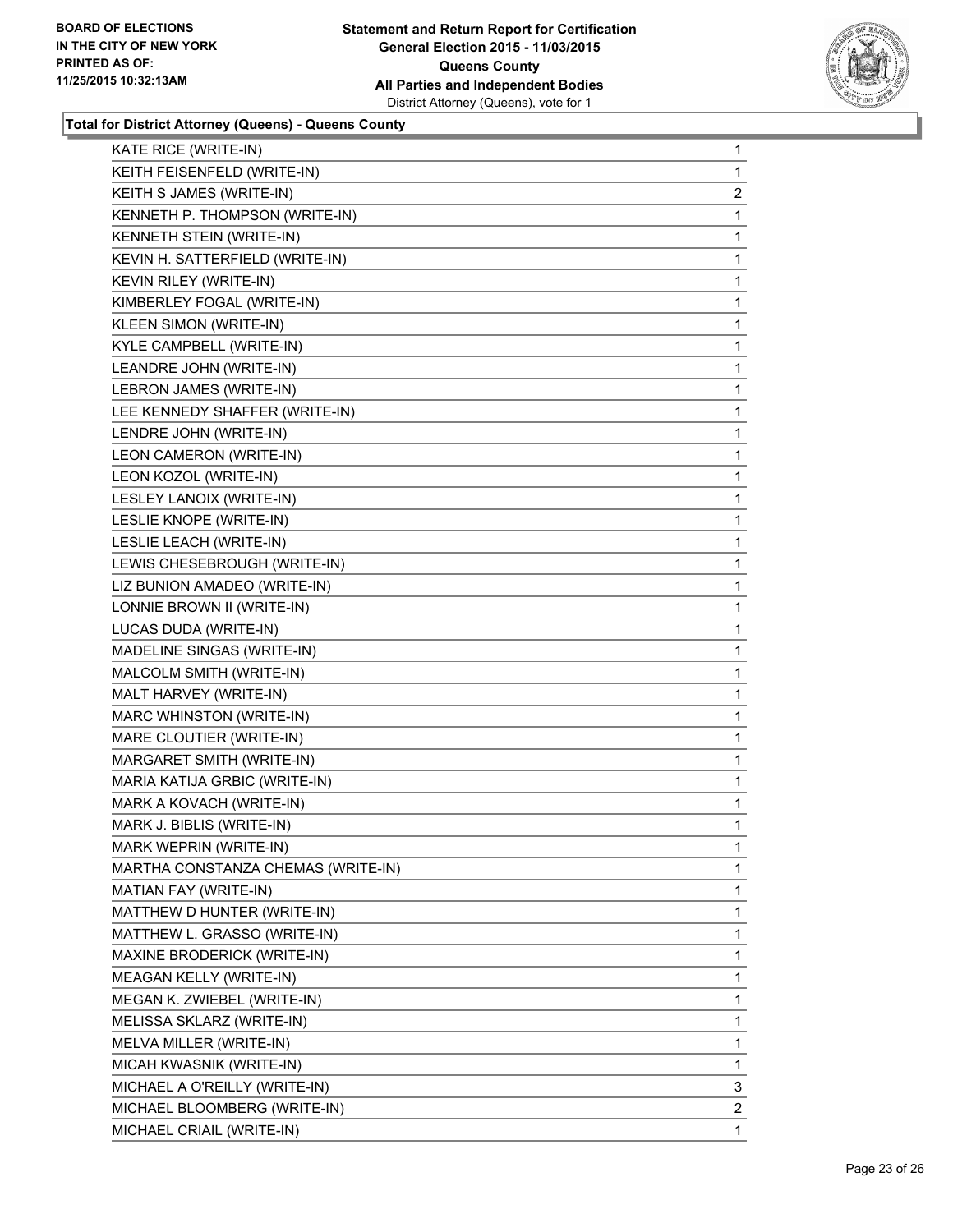**Total for District Attorney (Queens) - Queens County**

| | |
|---|---|
| KATE RICE (WRITE-IN) | 1 |
| KEITH FEISENFELD (WRITE-IN) | 1 |
| KEITH S JAMES (WRITE-IN) | 2 |
| KENNETH P. THOMPSON (WRITE-IN) | 1 |
| KENNETH STEIN (WRITE-IN) | 1 |
| KEVIN H. SATTERFIELD (WRITE-IN) | 1 |
| KEVIN RILEY (WRITE-IN) | 1 |
| KIMBERLEY FOGAL (WRITE-IN) | 1 |
| KLEEN SIMON (WRITE-IN) | 1 |
| KYLE CAMPBELL (WRITE-IN) | 1 |
| LEANDRE JOHN (WRITE-IN) | 1 |
| LEBRON JAMES (WRITE-IN) | 1 |
| LEE KENNEDY SHAFFER (WRITE-IN) | 1 |
| LENDRE JOHN (WRITE-IN) | 1 |
| LEON CAMERON (WRITE-IN) | 1 |
| LEON KOZOL (WRITE-IN) | 1 |
| LESLEY LANOIX (WRITE-IN) | 1 |
| LESLIE KNOPE (WRITE-IN) | 1 |
| LESLIE LEACH (WRITE-IN) | 1 |
| LEWIS CHESEBROUGH (WRITE-IN) | 1 |
| LIZ BUNION AMADEO (WRITE-IN) | 1 |
| LONNIE BROWN II (WRITE-IN) | 1 |
| LUCAS DUDA (WRITE-IN) | 1 |
| MADELINE SINGAS (WRITE-IN) | 1 |
| MALCOLM SMITH (WRITE-IN) | 1 |
| MALT HARVEY (WRITE-IN) | 1 |
| MARC WHINSTON (WRITE-IN) | 1 |
| MARE CLOUTIER (WRITE-IN) | 1 |
| MARGARET SMITH (WRITE-IN) | 1 |
| MARIA KATIJA GRBIC (WRITE-IN) | 1 |
| MARK A KOVACH (WRITE-IN) | 1 |
| MARK J. BIBLIS (WRITE-IN) | 1 |
| MARK WEPRIN (WRITE-IN) | 1 |
| MARTHA CONSTANZA CHEMAS (WRITE-IN) | 1 |
| MATIAN FAY (WRITE-IN) | 1 |
| MATTHEW D HUNTER (WRITE-IN) | 1 |
| MATTHEW L. GRASSO (WRITE-IN) | 1 |
| MAXINE BRODERICK (WRITE-IN) | 1 |
| MEAGAN KELLY (WRITE-IN) | 1 |
| MEGAN K. ZWIEBEL (WRITE-IN) | 1 |
| MELISSA SKLARZ (WRITE-IN) | 1 |
| MELVA MILLER (WRITE-IN) | 1 |
| MICAH KWASNIK (WRITE-IN) | 1 |
| MICHAEL A O'REILLY (WRITE-IN) | 3 |
| MICHAEL BLOOMBERG (WRITE-IN) | 2 |
| MICHAEL CRIAIL (WRITE-IN) | 1 |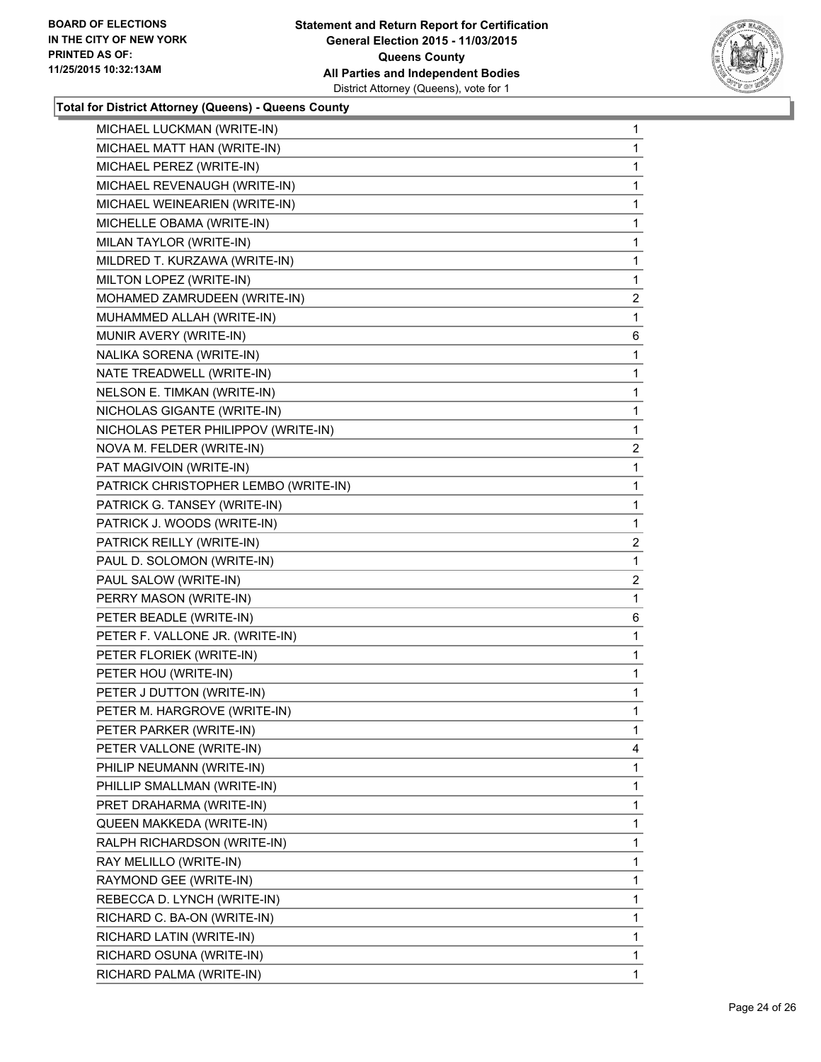**Total for District Attorney (Queens) - Queens County**

| | |
|---|---|
| MICHAEL LUCKMAN (WRITE-IN) | 1 |
| MICHAEL MATT HAN (WRITE-IN) | 1 |
| MICHAEL PEREZ (WRITE-IN) | 1 |
| MICHAEL REVENAUGH (WRITE-IN) | 1 |
| MICHAEL WEINEARIEN (WRITE-IN) | 1 |
| MICHELLE OBAMA (WRITE-IN) | 1 |
| MILAN TAYLOR (WRITE-IN) | 1 |
| MILDRED T. KURZAWA (WRITE-IN) | 1 |
| MILTON LOPEZ (WRITE-IN) | 1 |
| MOHAMED ZAMRUDEEN (WRITE-IN) | 2 |
| MUHAMMED ALLAH (WRITE-IN) | 1 |
| MUNIR AVERY (WRITE-IN) | 6 |
| NALIKA SORENA (WRITE-IN) | 1 |
| NATE TREADWELL (WRITE-IN) | 1 |
| NELSON E. TIMKAN (WRITE-IN) | 1 |
| NICHOLAS GIGANTE (WRITE-IN) | 1 |
| NICHOLAS PETER PHILIPPOV (WRITE-IN) | 1 |
| NOVA M. FELDER (WRITE-IN) | 2 |
| PAT MAGIVOIN (WRITE-IN) | 1 |
| PATRICK CHRISTOPHER LEMBO (WRITE-IN) | 1 |
| PATRICK G. TANSEY (WRITE-IN) | 1 |
| PATRICK J. WOODS (WRITE-IN) | 1 |
| PATRICK REILLY (WRITE-IN) | 2 |
| PAUL D. SOLOMON (WRITE-IN) | 1 |
| PAUL SALOW (WRITE-IN) | 2 |
| PERRY MASON (WRITE-IN) | 1 |
| PETER BEADLE (WRITE-IN) | 6 |
| PETER F. VALLONE JR. (WRITE-IN) | 1 |
| PETER FLORIEK (WRITE-IN) | 1 |
| PETER HOU (WRITE-IN) | 1 |
| PETER J DUTTON (WRITE-IN) | 1 |
| PETER M. HARGROVE (WRITE-IN) | 1 |
| PETER PARKER (WRITE-IN) | 1 |
| PETER VALLONE (WRITE-IN) | 4 |
| PHILIP NEUMANN (WRITE-IN) | 1 |
| PHILLIP SMALLMAN (WRITE-IN) | 1 |
| PRET DRAHARMA (WRITE-IN) | 1 |
| QUEEN MAKKEDA (WRITE-IN) | 1 |
| RALPH RICHARDSON (WRITE-IN) | 1 |
| RAY MELILLO (WRITE-IN) | 1 |
| RAYMOND GEE (WRITE-IN) | 1 |
| REBECCA D. LYNCH (WRITE-IN) | 1 |
| RICHARD C. BA-ON (WRITE-IN) | 1 |
| RICHARD LATIN (WRITE-IN) | 1 |
| RICHARD OSUNA (WRITE-IN) | 1 |
| RICHARD PALMA (WRITE-IN) | 1 |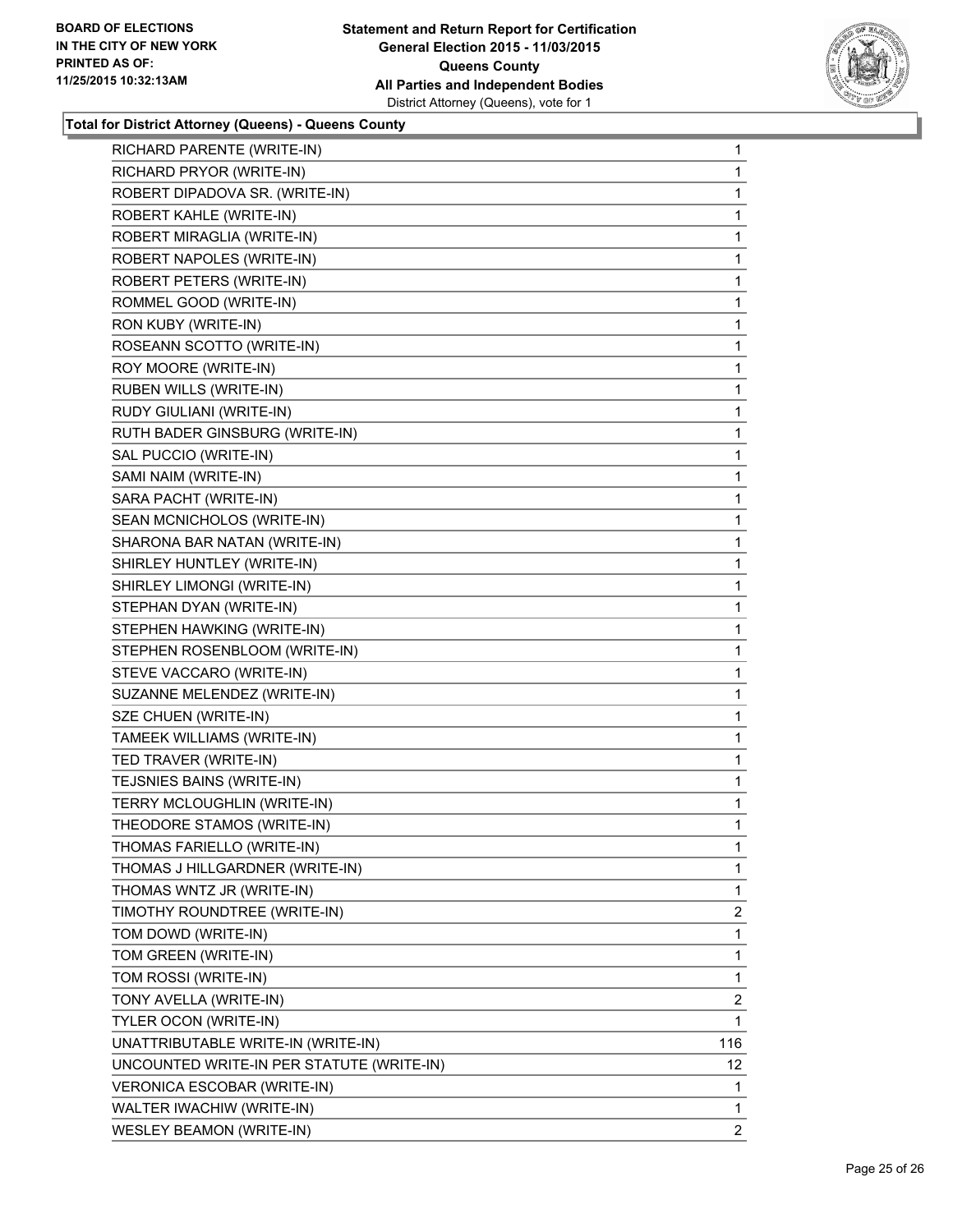**Total for District Attorney (Queens) - Queens County**

| | |
|---|---|
| RICHARD PARENTE (WRITE-IN) | 1 |
| RICHARD PRYOR (WRITE-IN) | 1 |
| ROBERT DIPADOVA SR. (WRITE-IN) | 1 |
| ROBERT KAHLE (WRITE-IN) | 1 |
| ROBERT MIRAGLIA (WRITE-IN) | 1 |
| ROBERT NAPOLES (WRITE-IN) | 1 |
| ROBERT PETERS (WRITE-IN) | 1 |
| ROMMEL GOOD (WRITE-IN) | 1 |
| RON KUBY (WRITE-IN) | 1 |
| ROSEANN SCOTTO (WRITE-IN) | 1 |
| ROY MOORE (WRITE-IN) | 1 |
| RUBEN WILLS (WRITE-IN) | 1 |
| RUDY GIULIANI (WRITE-IN) | 1 |
| RUTH BADER GINSBURG (WRITE-IN) | 1 |
| SAL PUCCIO (WRITE-IN) | 1 |
| SAMI NAIM (WRITE-IN) | 1 |
| SARA PACHT (WRITE-IN) | 1 |
| SEAN MCNICHOLOS (WRITE-IN) | 1 |
| SHARONA BAR NATAN (WRITE-IN) | 1 |
| SHIRLEY HUNTLEY (WRITE-IN) | 1 |
| SHIRLEY LIMONGI (WRITE-IN) | 1 |
| STEPHAN DYAN (WRITE-IN) | 1 |
| STEPHEN HAWKING (WRITE-IN) | 1 |
| STEPHEN ROSENBLOOM (WRITE-IN) | 1 |
| STEVE VACCARO (WRITE-IN) | 1 |
| SUZANNE MELENDEZ (WRITE-IN) | 1 |
| SZE CHUEN (WRITE-IN) | 1 |
| TAMEEK WILLIAMS (WRITE-IN) | 1 |
| TED TRAVER (WRITE-IN) | 1 |
| TEJSNIES BAINS (WRITE-IN) | 1 |
| TERRY MCLOUGHLIN (WRITE-IN) | 1 |
| THEODORE STAMOS (WRITE-IN) | 1 |
| THOMAS FARIELLO (WRITE-IN) | 1 |
| THOMAS J HILLGARDNER (WRITE-IN) | 1 |
| THOMAS WNTZ JR (WRITE-IN) | 1 |
| TIMOTHY ROUNDTREE (WRITE-IN) | 2 |
| TOM DOWD (WRITE-IN) | 1 |
| TOM GREEN (WRITE-IN) | 1 |
| TOM ROSSI (WRITE-IN) | 1 |
| TONY AVELLA (WRITE-IN) | 2 |
| TYLER OCON (WRITE-IN) | 1 |
| UNATTRIBUTABLE WRITE-IN (WRITE-IN) | 116 |
| UNCOUNTED WRITE-IN PER STATUTE (WRITE-IN) | 12 |
| VERONICA ESCOBAR (WRITE-IN) | 1 |
| WALTER IWACHIW (WRITE-IN) | 1 |
| WESLEY BEAMON (WRITE-IN) | 2 |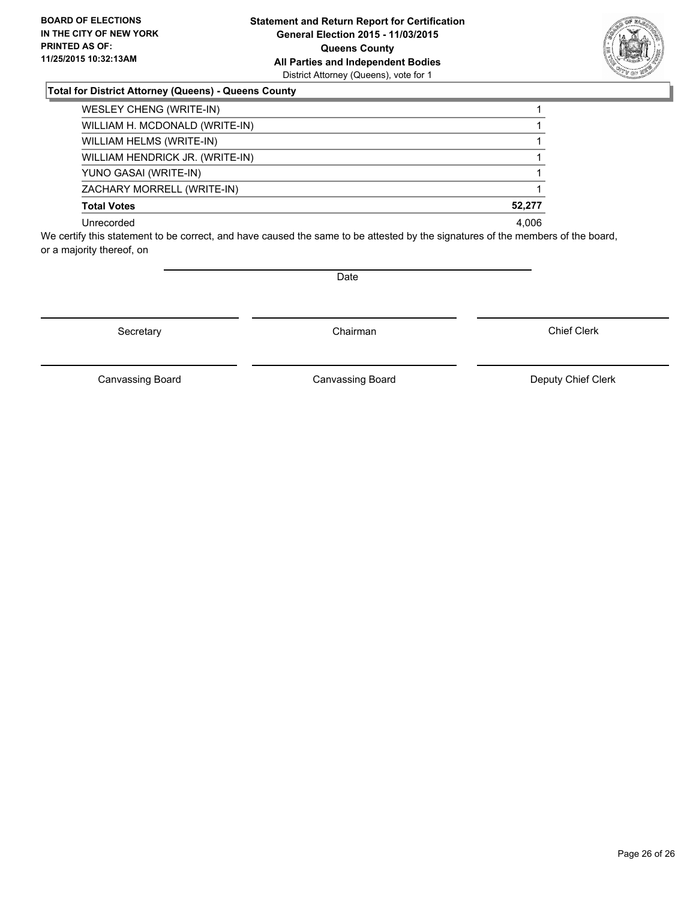**BOARD OF ELECTIONS IN THE CITY OF NEW YORK PRINTED AS OF: 11/25/2015 10:32:13AM**

**Statement and Return Report for Certification General Election 2015 - 11/03/2015 Queens County All Parties and Independent Bodies**

District Attorney (Queens), vote for 1

**Total for District Attorney (Queens) - Queens County**

| | |
|---|---|
| WESLEY CHENG (WRITE-IN) | 1 |
| WILLIAM H. MCDONALD (WRITE-IN) | 1 |
| WILLIAM HELMS (WRITE-IN) | 1 |
| WILLIAM HENDRICK JR. (WRITE-IN) | 1 |
| YUNO GASAI (WRITE-IN) | 1 |
| ZACHARY MORRELL (WRITE-IN) | 1 |
| **Total Votes** | **52,277** |
| Unrecorded | 4,006 |

We certify this statement to be correct, and have caused the same to be attested by the signatures of the members of the board, or a majority thereof, on

Date

Secretary

Chairman

Chief Clerk

Canvassing Board

Canvassing Board

Deputy Chief Clerk